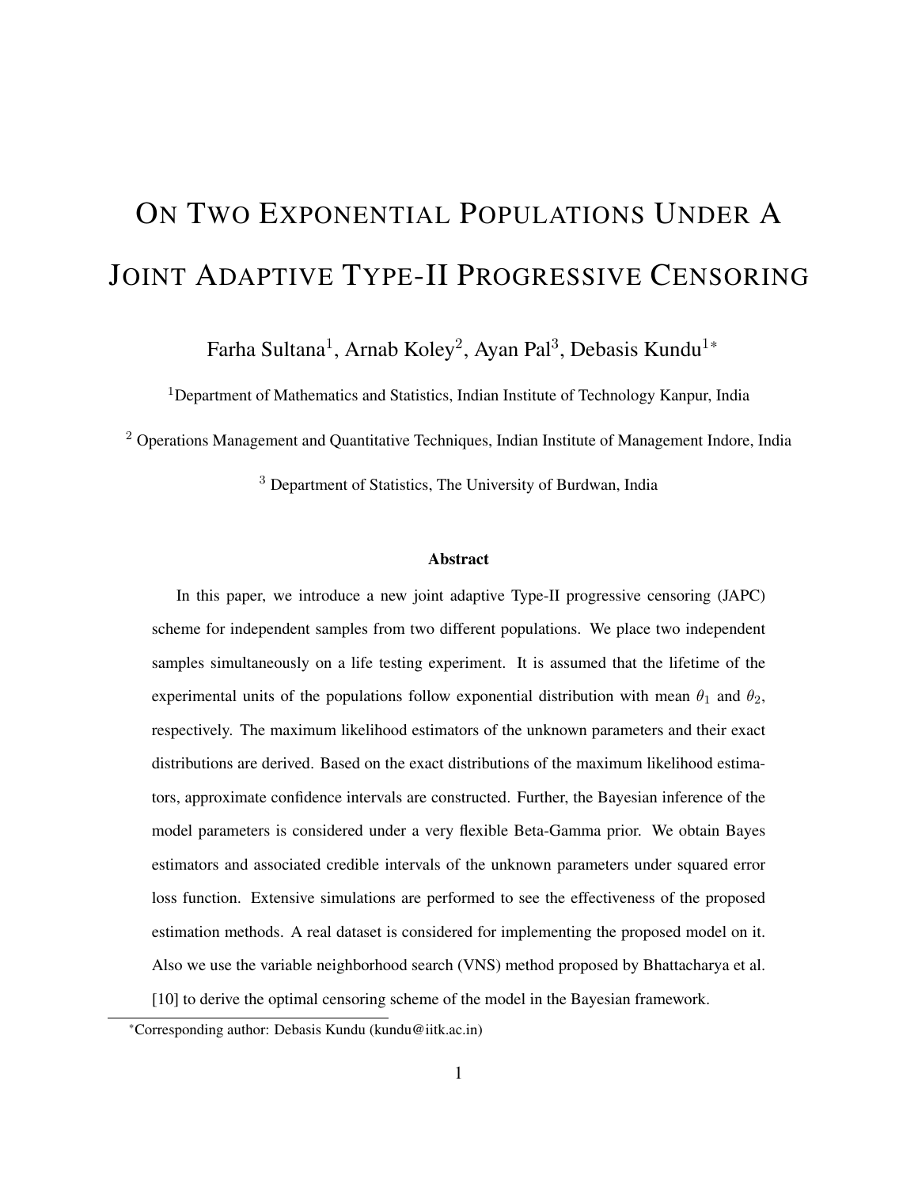# On Two Exponential Populations Under A Joint Adaptive Type-II Progressive Censoring

Farha Sultana[1], Arnab Koley[2], Ayan Pal[3], Debasis Kundu[1*]

[1]Department of Mathematics and Statistics, Indian Institute of Technology Kanpur, India

[2] Operations Management and Quantitative Techniques, Indian Institute of Management Indore, India

[3] Department of Statistics, The University of Burdwan, India

### Abstract

In this paper, we introduce a new joint adaptive Type-II progressive censoring (JAPC) scheme for independent samples from two different populations. We place two independent samples simultaneously on a life testing experiment. It is assumed that the lifetime of the experimental units of the populations follow exponential distribution with mean $\theta_1$ and $\theta_2$, respectively. The maximum likelihood estimators of the unknown parameters and their exact distributions are derived. Based on the exact distributions of the maximum likelihood estimators, approximate confidence intervals are constructed. Further, the Bayesian inference of the model parameters is considered under a very flexible Beta-Gamma prior. We obtain Bayes estimators and associated credible intervals of the unknown parameters under squared error loss function. Extensive simulations are performed to see the effectiveness of the proposed estimation methods. A real dataset is considered for implementing the proposed model on it. Also we use the variable neighborhood search (VNS) method proposed by Bhattacharya et al. [10] to derive the optimal censoring scheme of the model in the Bayesian framework.

*Corresponding author: Debasis Kundu (kundu@iitk.ac.in)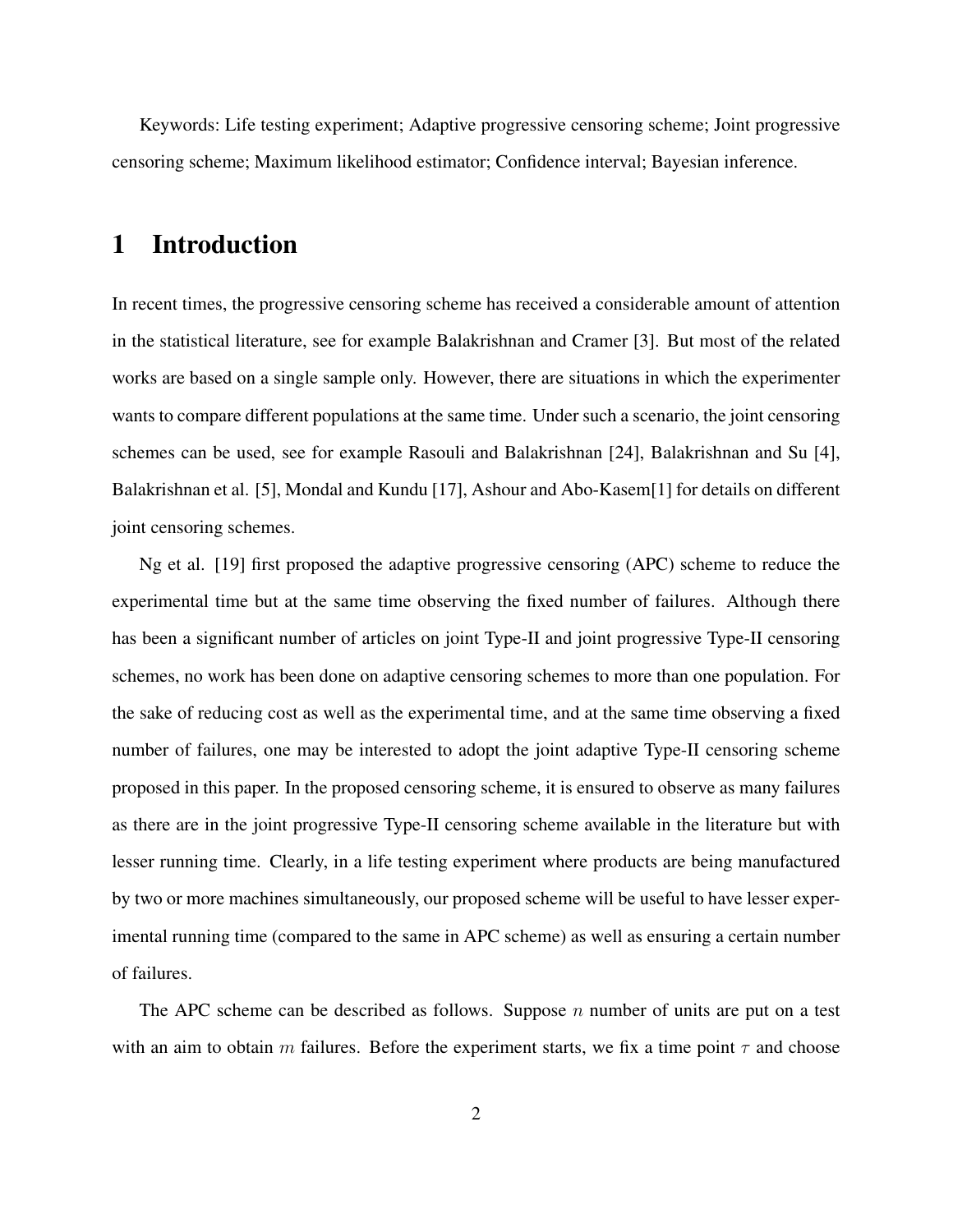Keywords: Life testing experiment; Adaptive progressive censoring scheme; Joint progressive censoring scheme; Maximum likelihood estimator; Confidence interval; Bayesian inference.

# 1 Introduction

In recent times, the progressive censoring scheme has received a considerable amount of attention in the statistical literature, see for example Balakrishnan and Cramer [3]. But most of the related works are based on a single sample only. However, there are situations in which the experimenter wants to compare different populations at the same time. Under such a scenario, the joint censoring schemes can be used, see for example Rasouli and Balakrishnan [24], Balakrishnan and Su [4], Balakrishnan et al. [5], Mondal and Kundu [17], Ashour and Abo-Kasem[1] for details on different joint censoring schemes.

Ng et al. [19] first proposed the adaptive progressive censoring (APC) scheme to reduce the experimental time but at the same time observing the fixed number of failures. Although there has been a significant number of articles on joint Type-II and joint progressive Type-II censoring schemes, no work has been done on adaptive censoring schemes to more than one population. For the sake of reducing cost as well as the experimental time, and at the same time observing a fixed number of failures, one may be interested to adopt the joint adaptive Type-II censoring scheme proposed in this paper. In the proposed censoring scheme, it is ensured to observe as many failures as there are in the joint progressive Type-II censoring scheme available in the literature but with lesser running time. Clearly, in a life testing experiment where products are being manufactured by two or more machines simultaneously, our proposed scheme will be useful to have lesser experimental running time (compared to the same in APC scheme) as well as ensuring a certain number of failures.

The APC scheme can be described as follows. Suppose $n$ number of units are put on a test with an aim to obtain $m$ failures. Before the experiment starts, we fix a time point $\tau$ and choose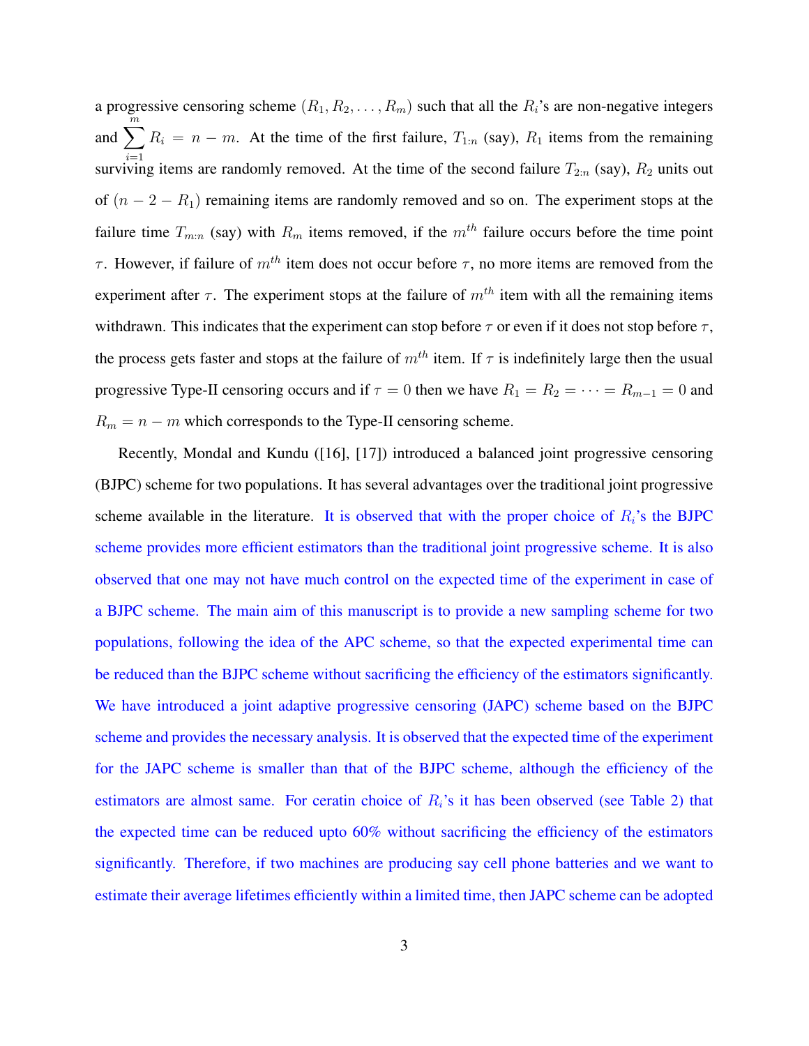a progressive censoring scheme $(R_1, R_2, \ldots, R_m)$ such that all the $R_i$'s are non-negative integers and $\sum_{i=1}^{m} R_i = n - m$. At the time of the first failure, $T_{1:n}$ (say), $R_1$ items from the remaining surviving items are randomly removed. At the time of the second failure $T_{2:n}$ (say), $R_2$ units out of $(n - 2 - R_1)$ remaining items are randomly removed and so on. The experiment stops at the failure time $T_{m:n}$ (say) with $R_m$ items removed, if the $m^{th}$ failure occurs before the time point $\tau$. However, if failure of $m^{th}$ item does not occur before $\tau$, no more items are removed from the experiment after $\tau$. The experiment stops at the failure of $m^{th}$ item with all the remaining items withdrawn. This indicates that the experiment can stop before $\tau$ or even if it does not stop before $\tau$, the process gets faster and stops at the failure of $m^{th}$ item. If $\tau$ is indefinitely large then the usual progressive Type-II censoring occurs and if $\tau = 0$ then we have $R_1 = R_2 = \cdots = R_{m-1} = 0$ and $R_m = n - m$ which corresponds to the Type-II censoring scheme.

Recently, Mondal and Kundu ([16], [17]) introduced a balanced joint progressive censoring (BJPC) scheme for two populations. It has several advantages over the traditional joint progressive scheme available in the literature. It is observed that with the proper choice of $R_i$'s the BJPC scheme provides more efficient estimators than the traditional joint progressive scheme. It is also observed that one may not have much control on the expected time of the experiment in case of a BJPC scheme. The main aim of this manuscript is to provide a new sampling scheme for two populations, following the idea of the APC scheme, so that the expected experimental time can be reduced than the BJPC scheme without sacrificing the efficiency of the estimators significantly. We have introduced a joint adaptive progressive censoring (JAPC) scheme based on the BJPC scheme and provides the necessary analysis. It is observed that the expected time of the experiment for the JAPC scheme is smaller than that of the BJPC scheme, although the efficiency of the estimators are almost same. For ceratin choice of $R_i$'s it has been observed (see Table 2) that the expected time can be reduced upto 60% without sacrificing the efficiency of the estimators significantly. Therefore, if two machines are producing say cell phone batteries and we want to estimate their average lifetimes efficiently within a limited time, then JAPC scheme can be adopted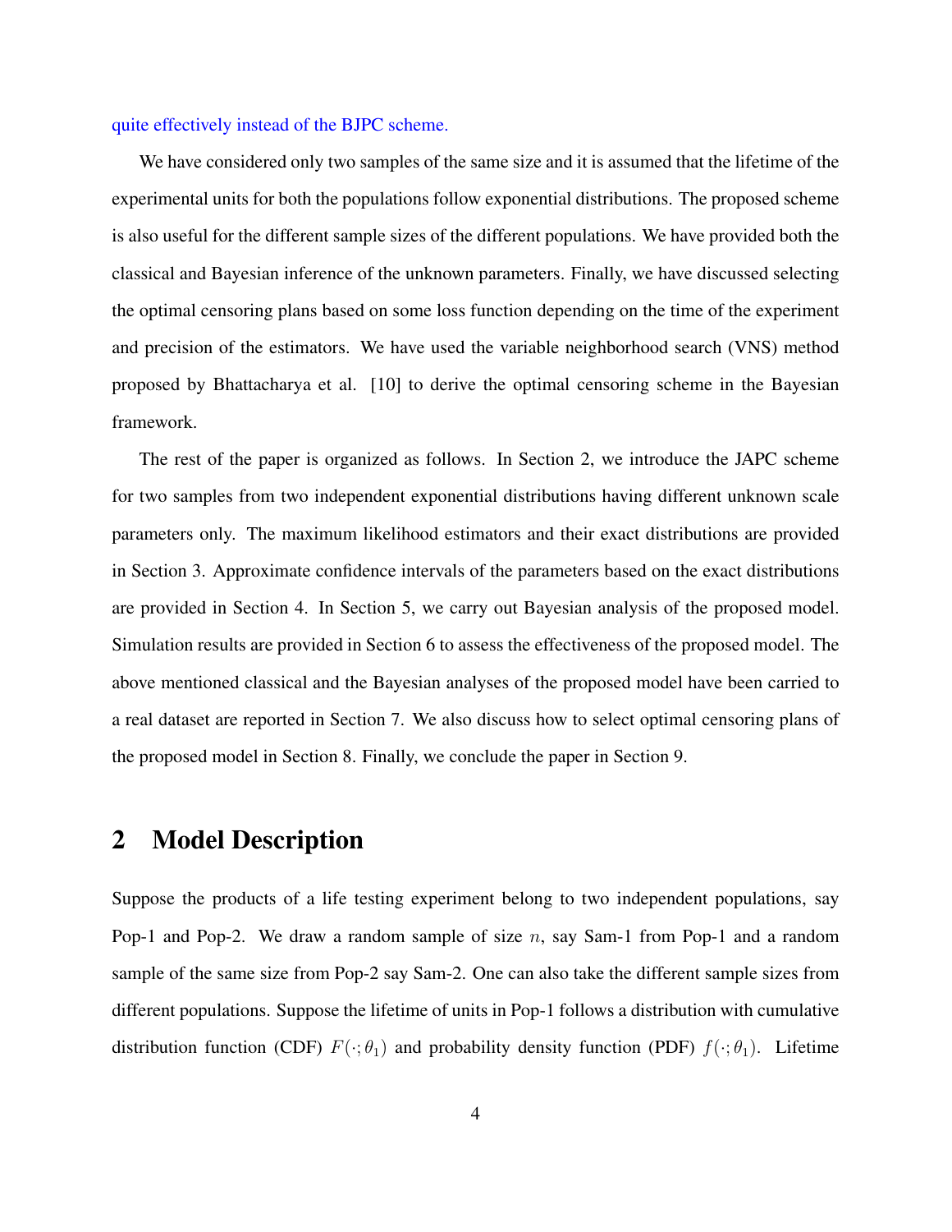quite effectively instead of the BJPC scheme.

We have considered only two samples of the same size and it is assumed that the lifetime of the experimental units for both the populations follow exponential distributions. The proposed scheme is also useful for the different sample sizes of the different populations. We have provided both the classical and Bayesian inference of the unknown parameters. Finally, we have discussed selecting the optimal censoring plans based on some loss function depending on the time of the experiment and precision of the estimators. We have used the variable neighborhood search (VNS) method proposed by Bhattacharya et al. [10] to derive the optimal censoring scheme in the Bayesian framework.

The rest of the paper is organized as follows. In Section 2, we introduce the JAPC scheme for two samples from two independent exponential distributions having different unknown scale parameters only. The maximum likelihood estimators and their exact distributions are provided in Section 3. Approximate confidence intervals of the parameters based on the exact distributions are provided in Section 4. In Section 5, we carry out Bayesian analysis of the proposed model. Simulation results are provided in Section 6 to assess the effectiveness of the proposed model. The above mentioned classical and the Bayesian analyses of the proposed model have been carried to a real dataset are reported in Section 7. We also discuss how to select optimal censoring plans of the proposed model in Section 8. Finally, we conclude the paper in Section 9.

## 2 Model Description

Suppose the products of a life testing experiment belong to two independent populations, say Pop-1 and Pop-2. We draw a random sample of size $n$, say Sam-1 from Pop-1 and a random sample of the same size from Pop-2 say Sam-2. One can also take the different sample sizes from different populations. Suppose the lifetime of units in Pop-1 follows a distribution with cumulative distribution function (CDF) $F(\cdot;\theta_1)$ and probability density function (PDF) $f(\cdot;\theta_1)$. Lifetime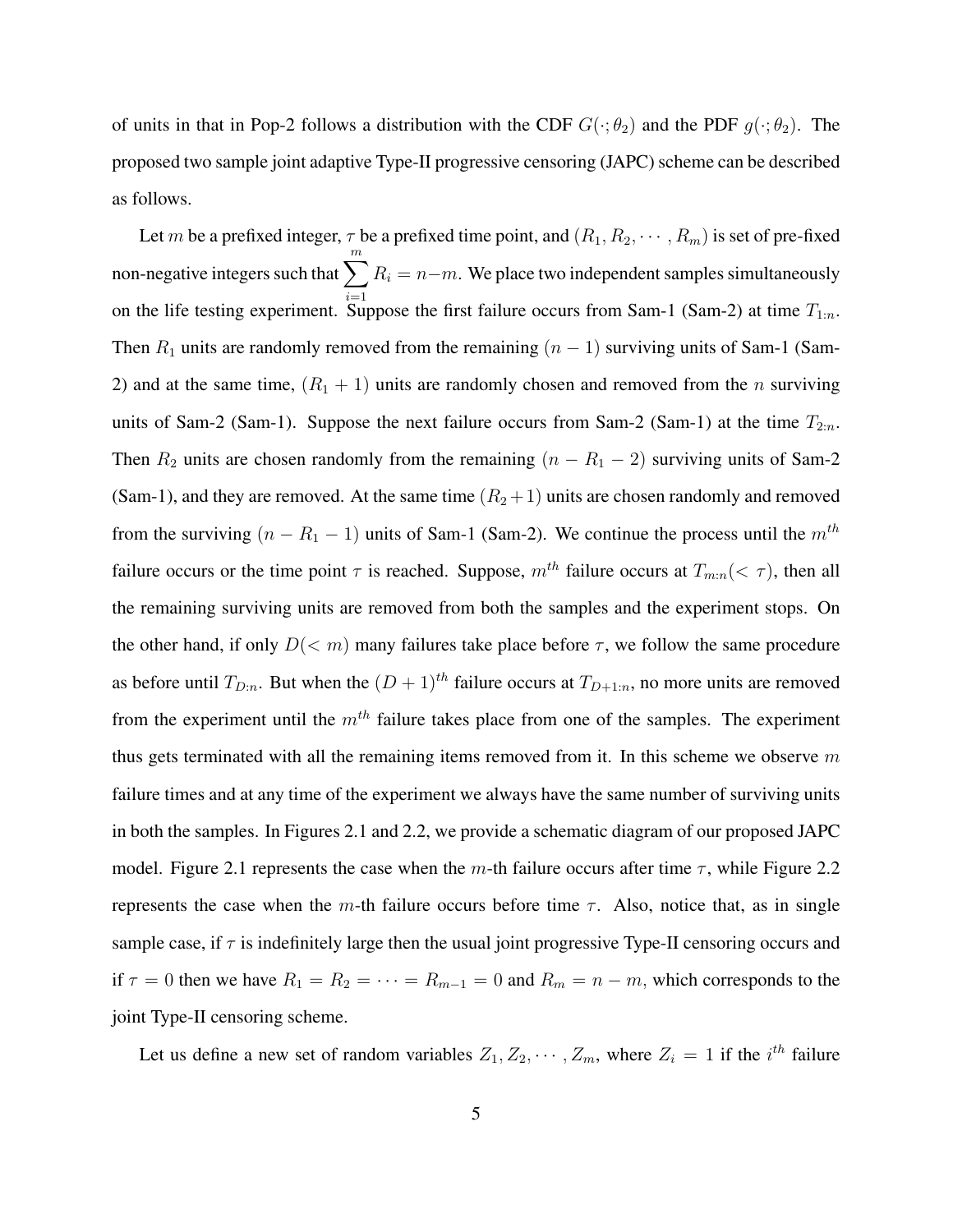of units in that in Pop-2 follows a distribution with the CDF $G(\cdot;\theta_2)$ and the PDF $g(\cdot;\theta_2)$. The proposed two sample joint adaptive Type-II progressive censoring (JAPC) scheme can be described as follows.

Let $m$ be a prefixed integer, $\tau$ be a prefixed time point, and $(R_1, R_2, \cdots, R_m)$ is set of pre-fixed non-negative integers such that $\sum_{i=1}^{m} R_i = n-m$. We place two independent samples simultaneously on the life testing experiment. Suppose the first failure occurs from Sam-1 (Sam-2) at time $T_{1:n}$. Then $R_1$ units are randomly removed from the remaining $(n-1)$ surviving units of Sam-1 (Sam-2) and at the same time, $(R_1+1)$ units are randomly chosen and removed from the $n$ surviving units of Sam-2 (Sam-1). Suppose the next failure occurs from Sam-2 (Sam-1) at the time $T_{2:n}$. Then $R_2$ units are chosen randomly from the remaining $(n-R_1-2)$ surviving units of Sam-2 (Sam-1), and they are removed. At the same time $(R_2+1)$ units are chosen randomly and removed from the surviving $(n-R_1-1)$ units of Sam-1 (Sam-2). We continue the process until the $m^{th}$ failure occurs or the time point $\tau$ is reached. Suppose, $m^{th}$ failure occurs at $T_{m:n}(<\tau)$, then all the remaining surviving units are removed from both the samples and the experiment stops. On the other hand, if only $D(<m)$ many failures take place before $\tau$, we follow the same procedure as before until $T_{D:n}$. But when the $(D+1)^{th}$ failure occurs at $T_{D+1:n}$, no more units are removed from the experiment until the $m^{th}$ failure takes place from one of the samples. The experiment thus gets terminated with all the remaining items removed from it. In this scheme we observe $m$ failure times and at any time of the experiment we always have the same number of surviving units in both the samples. In Figures 2.1 and 2.2, we provide a schematic diagram of our proposed JAPC model. Figure 2.1 represents the case when the $m$-th failure occurs after time $\tau$, while Figure 2.2 represents the case when the $m$-th failure occurs before time $\tau$. Also, notice that, as in single sample case, if $\tau$ is indefinitely large then the usual joint progressive Type-II censoring occurs and if $\tau = 0$ then we have $R_1 = R_2 = \cdots = R_{m-1} = 0$ and $R_m = n-m$, which corresponds to the joint Type-II censoring scheme.

Let us define a new set of random variables $Z_1, Z_2, \cdots, Z_m$, where $Z_i = 1$ if the $i^{th}$ failure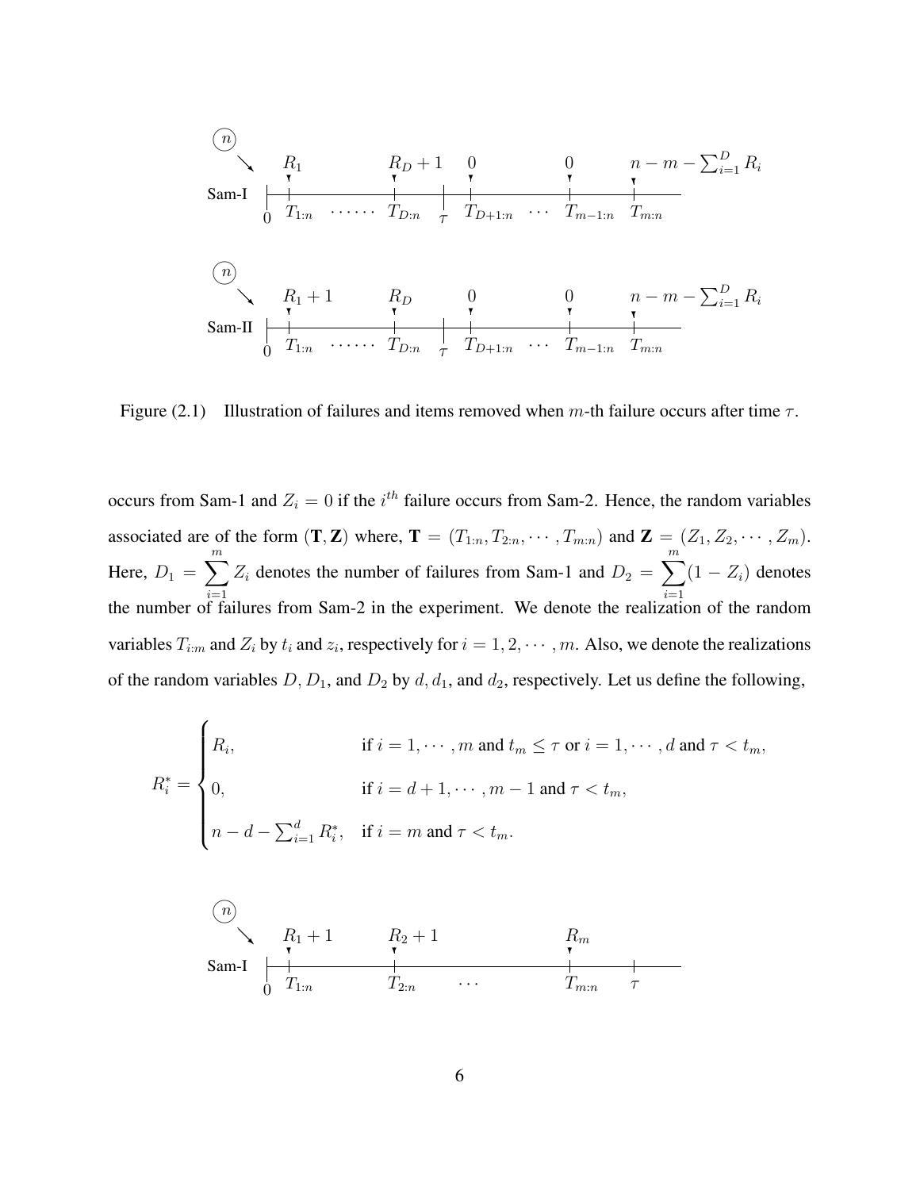Figure (2.1) Illustration of failures and items removed when $m$-th failure occurs after time $\tau$.

occurs from Sam-1 and $Z_i = 0$ if the $i^{th}$ failure occurs from Sam-2. Hence, the random variables associated are of the form $(\mathbf{T}, \mathbf{Z})$ where, $\mathbf{T} = (T_{1:n}, T_{2:n}, \cdots, T_{m:n})$ and $\mathbf{Z} = (Z_1, Z_2, \cdots, Z_m)$. Here, $D_1 = \sum_{i=1}^{m} Z_i$ denotes the number of failures from Sam-1 and $D_2 = \sum_{i=1}^{m}(1 - Z_i)$ denotes the number of failures from Sam-2 in the experiment. We denote the realization of the random variables $T_{i:m}$ and $Z_i$ by $t_i$ and $z_i$, respectively for $i = 1, 2, \cdots, m$. Also, we denote the realizations of the random variables $D, D_1$, and $D_2$ by $d, d_1$, and $d_2$, respectively. Let us define the following,

$$
R_i^* = \begin{cases} R_i, & \text{if } i = 1, \cdots, m \text{ and } t_m \le \tau \text{ or } i = 1, \cdots, d \text{ and } \tau < t_m, \\ 0, & \text{if } i = d+1, \cdots, m-1 \text{ and } \tau < t_m, \\ n - d - \sum_{i=1}^{d} R_i^*, & \text{if } i = m \text{ and } \tau < t_m. \end{cases}
$$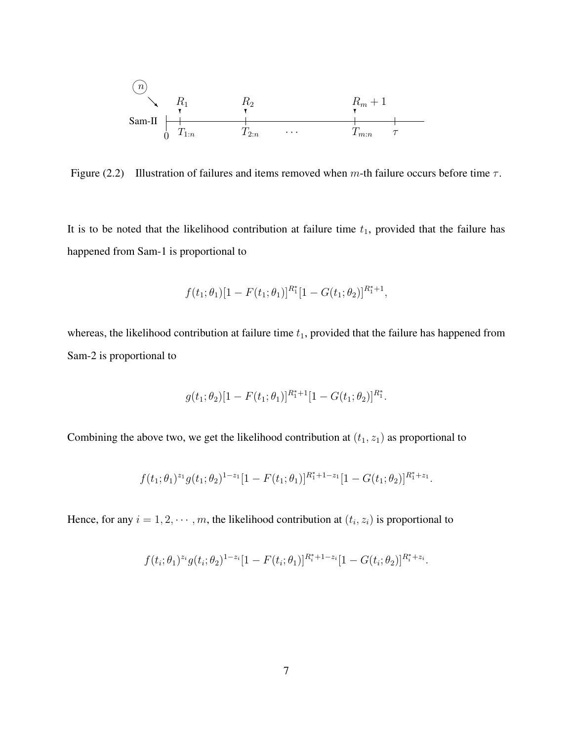Figure (2.2) Illustration of failures and items removed when $m$-th failure occurs before time $\tau$.

It is to be noted that the likelihood contribution at failure time $t_1$, provided that the failure has happened from Sam-1 is proportional to

$$f(t_1;\theta_1)[1-F(t_1;\theta_1)]^{R_1^*}[1-G(t_1;\theta_2)]^{R_1^*+1},$$

whereas, the likelihood contribution at failure time $t_1$, provided that the failure has happened from Sam-2 is proportional to

$$g(t_1;\theta_2)[1-F(t_1;\theta_1)]^{R_1^*+1}[1-G(t_1;\theta_2)]^{R_1^*}.$$

Combining the above two, we get the likelihood contribution at $(t_1, z_1)$ as proportional to

$$f(t_1;\theta_1)^{z_1}g(t_1;\theta_2)^{1-z_1}[1-F(t_1;\theta_1)]^{R_1^*+1-z_1}[1-G(t_1;\theta_2)]^{R_1^*+z_1}.$$

Hence, for any $i = 1, 2, \cdots, m$, the likelihood contribution at $(t_i, z_i)$ is proportional to

$$f(t_i;\theta_1)^{z_i}g(t_i;\theta_2)^{1-z_i}[1-F(t_i;\theta_1)]^{R_i^*+1-z_i}[1-G(t_i;\theta_2)]^{R_i^*+z_i}.$$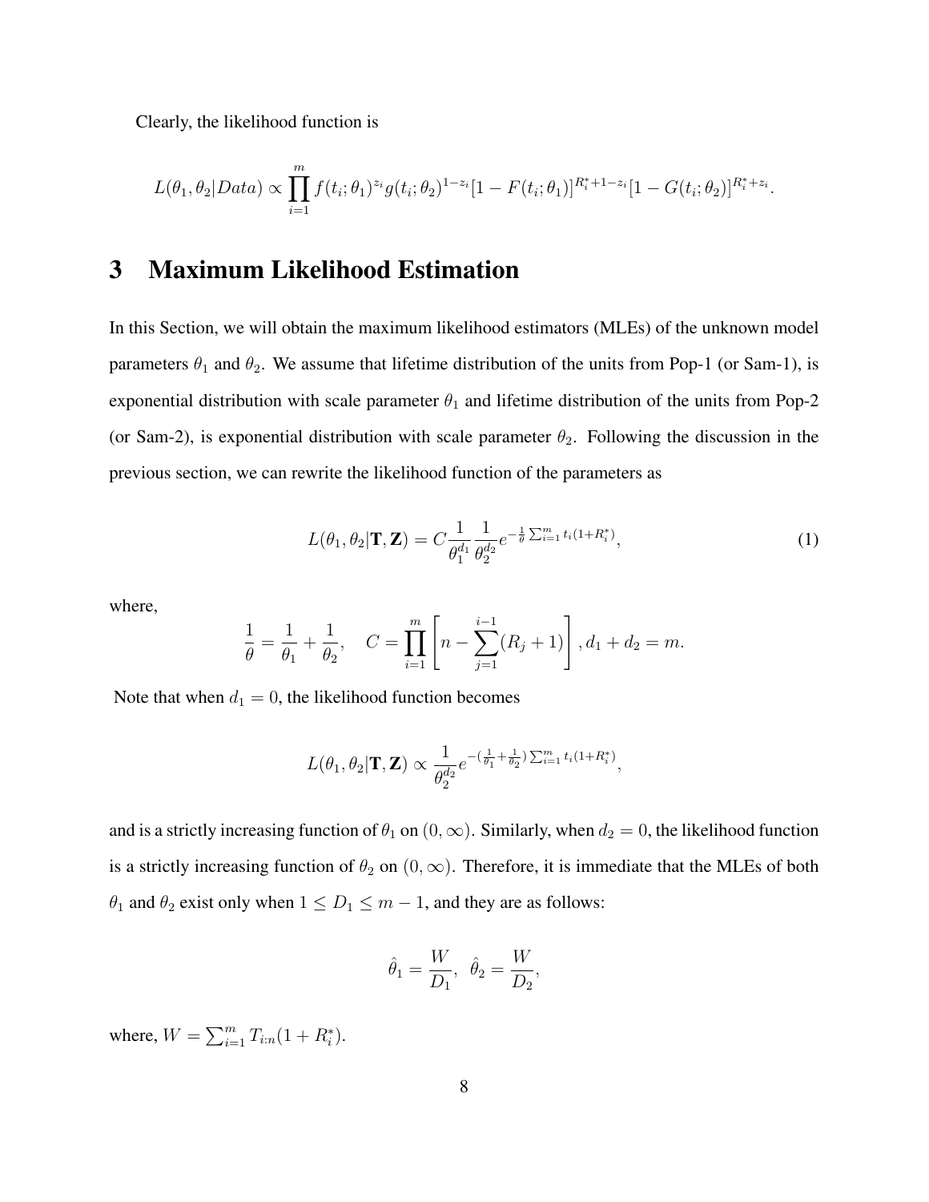Clearly, the likelihood function is

$$L(\theta_1, \theta_2|Data) \propto \prod_{i=1}^{m} f(t_i;\theta_1)^{z_i} g(t_i;\theta_2)^{1-z_i} [1-F(t_i;\theta_1)]^{R_i^*+1-z_i} [1-G(t_i;\theta_2)]^{R_i^*+z_i}.$$

# 3 Maximum Likelihood Estimation

In this Section, we will obtain the maximum likelihood estimators (MLEs) of the unknown model parameters $\theta_1$ and $\theta_2$. We assume that lifetime distribution of the units from Pop-1 (or Sam-1), is exponential distribution with scale parameter $\theta_1$ and lifetime distribution of the units from Pop-2 (or Sam-2), is exponential distribution with scale parameter $\theta_2$. Following the discussion in the previous section, we can rewrite the likelihood function of the parameters as

$$L(\theta_1, \theta_2|\mathbf{T}, \mathbf{Z}) = C \frac{1}{\theta_1^{d_1}} \frac{1}{\theta_2^{d_2}} e^{-\frac{1}{\theta}\sum_{i=1}^{m} t_i (1+R_i^*)}, \tag{1}$$

where,

$$\frac{1}{\theta} = \frac{1}{\theta_1} + \frac{1}{\theta_2}, \quad C = \prod_{i=1}^{m} \left[ n - \sum_{j=1}^{i-1} (R_j + 1) \right], d_1 + d_2 = m.$$

Note that when $d_1 = 0$, the likelihood function becomes

$$L(\theta_1, \theta_2|\mathbf{T}, \mathbf{Z}) \propto \frac{1}{\theta_2^{d_2}} e^{-(\frac{1}{\theta_1}+\frac{1}{\theta_2})\sum_{i=1}^{m} t_i (1+R_i^*)},$$

and is a strictly increasing function of $\theta_1$ on $(0, \infty)$. Similarly, when $d_2 = 0$, the likelihood function is a strictly increasing function of $\theta_2$ on $(0, \infty)$. Therefore, it is immediate that the MLEs of both $\theta_1$ and $\theta_2$ exist only when $1 \leq D_1 \leq m-1$, and they are as follows:

$$\hat{\theta}_1 = \frac{W}{D_1}, \;\; \hat{\theta}_2 = \frac{W}{D_2},$$

where, $W = \sum_{i=1}^{m} T_{i:n}(1 + R_i^*)$.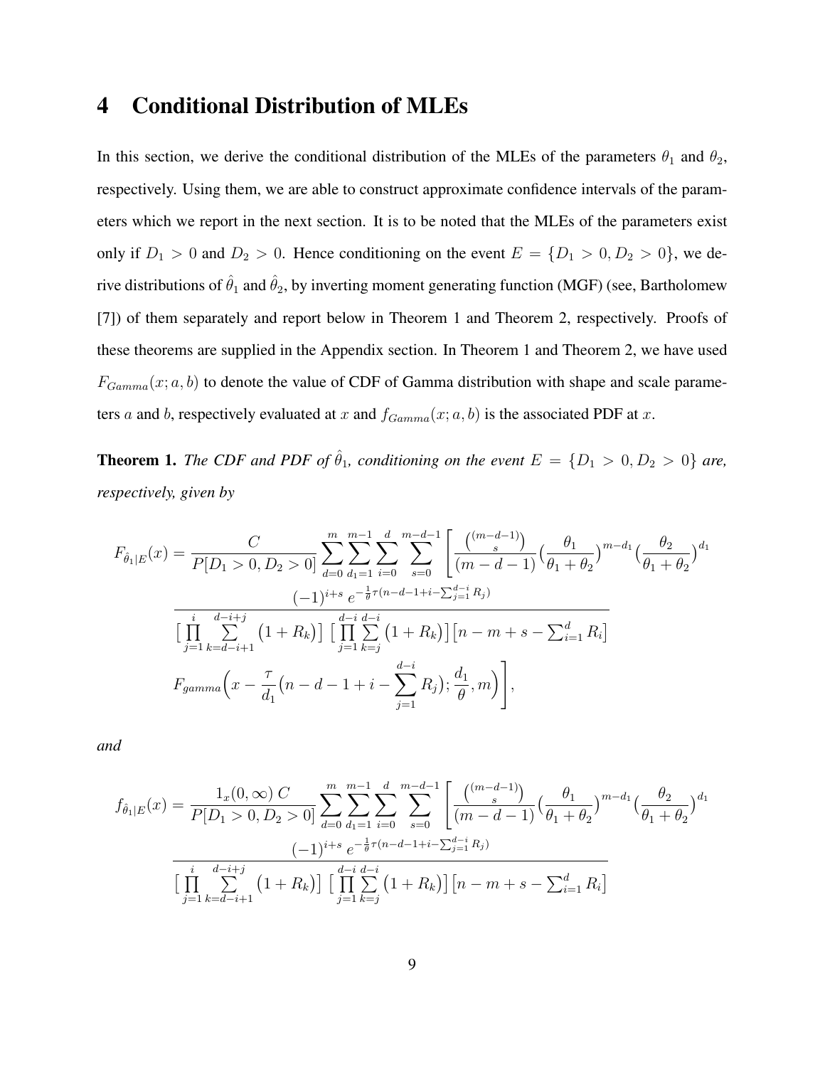# 4 Conditional Distribution of MLEs

In this section, we derive the conditional distribution of the MLEs of the parameters $\theta_1$ and $\theta_2$, respectively. Using them, we are able to construct approximate confidence intervals of the parameters which we report in the next section. It is to be noted that the MLEs of the parameters exist only if $D_1 > 0$ and $D_2 > 0$. Hence conditioning on the event $E = \{D_1 > 0, D_2 > 0\}$, we derive distributions of $\hat{\theta}_1$ and $\hat{\theta}_2$, by inverting moment generating function (MGF) (see, Bartholomew [7]) of them separately and report below in Theorem 1 and Theorem 2, respectively. Proofs of these theorems are supplied in the Appendix section. In Theorem 1 and Theorem 2, we have used $F_{Gamma}(x; a, b)$ to denote the value of CDF of Gamma distribution with shape and scale parameters $a$ and $b$, respectively evaluated at $x$ and $f_{Gamma}(x; a, b)$ is the associated PDF at $x$.

**Theorem 1.** *The CDF and PDF of $\hat{\theta}_1$, conditioning on the event $E = \{D_1 > 0, D_2 > 0\}$ are, respectively, given by*

$$F_{\hat{\theta}_1|E}(x) = \frac{C}{P[D_1 > 0, D_2 > 0]} \sum_{d=0}^{m} \sum_{d_1=1}^{m-1} \sum_{i=0}^{d} \sum_{s=0}^{m-d-1} \left[ \frac{\binom{(m-d-1)}{s}}{(m-d-1)} \Big(\frac{\theta_1}{\theta_1+\theta_2}\Big)^{m-d_1} \Big(\frac{\theta_2}{\theta_1+\theta_2}\Big)^{d_1} \frac{(-1)^{i+s}\, e^{-\frac{1}{\theta}\tau(n-d-1+i-\sum_{j=1}^{d-i} R_j)}}{\big[\prod\limits_{j=1}^{i} \sum\limits_{k=d-i+1}^{d-i+j} \big(1+R_k\big)\big]\, \big[\prod\limits_{j=1}^{d-i} \sum\limits_{k=j}^{d-i} \big(1+R_k\big)\big] \big[n-m+s-\sum_{i=1}^{d} R_i\big]} F_{gamma}\Big(x - \frac{\tau}{d_1}\big(n-d-1+i-\sum_{j=1}^{d-i} R_j\big); \frac{d_1}{\theta}, m\Big) \right],$$

*and*

$$f_{\hat{\theta}_1|E}(x) = \frac{1_x(0,\infty)\, C}{P[D_1 > 0, D_2 > 0]} \sum_{d=0}^{m} \sum_{d_1=1}^{m-1} \sum_{i=0}^{d} \sum_{s=0}^{m-d-1} \left[ \frac{\binom{(m-d-1)}{s}}{(m-d-1)} \Big(\frac{\theta_1}{\theta_1+\theta_2}\Big)^{m-d_1} \Big(\frac{\theta_2}{\theta_1+\theta_2}\Big)^{d_1} \frac{(-1)^{i+s}\, e^{-\frac{1}{\theta}\tau(n-d-1+i-\sum_{j=1}^{d-i} R_j)}}{\big[\prod\limits_{j=1}^{i} \sum\limits_{k=d-i+1}^{d-i+j} \big(1+R_k\big)\big]\, \big[\prod\limits_{j=1}^{d-i} \sum\limits_{k=j}^{d-i} \big(1+R_k\big)\big] \big[n-m+s-\sum_{i=1}^{d} R_i\big]}\right.$$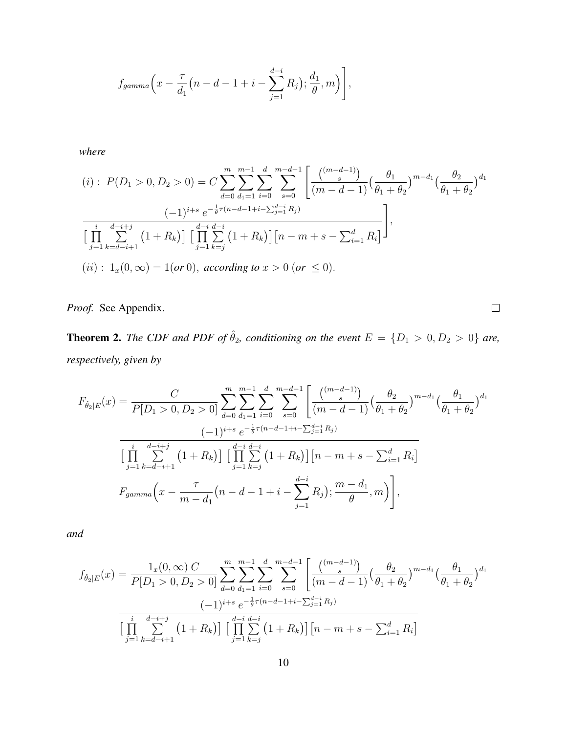$$f_{gamma}\Big(x - \frac{\tau}{d_1}\big(n-d-1+i-\sum_{j=1}^{d-i} R_j\big); \frac{d_1}{\theta}, m\Big)\Bigg],$$

*where*

$$(i): \; P(D_1>0, D_2>0) = C\sum_{d=0}^{m}\sum_{d_1=1}^{m-1}\sum_{i=0}^{d}\sum_{s=0}^{m-d-1}\Bigg[\frac{\binom{(m-d-1)}{s}}{(m-d-1)}\Big(\frac{\theta_1}{\theta_1+\theta_2}\Big)^{m-d_1}\Big(\frac{\theta_2}{\theta_1+\theta_2}\Big)^{d_1}$$

$$\frac{(-1)^{i+s}\; e^{-\frac{1}{\theta}\tau(n-d-1+i-\sum_{j=1}^{d-i} R_j)}}{\big[\prod_{j=1}^{i}\sum_{k=d-i+1}^{d-i+j}\big(1+R_k\big)\big]\;\big[\prod_{j=1}^{d-i}\sum_{k=j}^{d-i}\big(1+R_k\big)\big]\big[n-m+s-\sum_{i=1}^{d} R_i\big]}\Bigg],$$

$(ii): \; 1_x(0,\infty) = 1 (\textit{or } 0),$ *according to* $x>0$ (*or* $\leq 0$).

*Proof.* See Appendix. □

**Theorem 2.** *The CDF and PDF of $\hat{\theta}_2$, conditioning on the event $E=\{D_1>0, D_2>0\}$ are, respectively, given by*

$$F_{\hat{\theta}_2|E}(x) = \frac{C}{P[D_1>0, D_2>0]}\sum_{d=0}^{m}\sum_{d_1=1}^{m-1}\sum_{i=0}^{d}\sum_{s=0}^{m-d-1}\Bigg[\frac{\binom{(m-d-1)}{s}}{(m-d-1)}\Big(\frac{\theta_2}{\theta_1+\theta_2}\Big)^{m-d_1}\Big(\frac{\theta_1}{\theta_1+\theta_2}\Big)^{d_1}$$

$$\frac{(-1)^{i+s}\; e^{-\frac{1}{\theta}\tau(n-d-1+i-\sum_{j=1}^{d-i} R_j)}}{\big[\prod_{j=1}^{i}\sum_{k=d-i+1}^{d-i+j}\big(1+R_k\big)\big]\;\big[\prod_{j=1}^{d-i}\sum_{k=j}^{d-i}\big(1+R_k\big)\big]\big[n-m+s-\sum_{i=1}^{d} R_i\big]}$$

$$F_{gamma}\Big(x - \frac{\tau}{m-d_1}\big(n-d-1+i-\sum_{j=1}^{d-i} R_j\big); \frac{m-d_1}{\theta}, m\Big)\Bigg],$$

*and*

$$f_{\hat{\theta}_2|E}(x) = \frac{1_x(0,\infty)\; C}{P[D_1>0, D_2>0]}\sum_{d=0}^{m}\sum_{d_1=1}^{m-1}\sum_{i=0}^{d}\sum_{s=0}^{m-d-1}\Bigg[\frac{\binom{(m-d-1)}{s}}{(m-d-1)}\Big(\frac{\theta_2}{\theta_1+\theta_2}\Big)^{m-d_1}\Big(\frac{\theta_1}{\theta_1+\theta_2}\Big)^{d_1}$$

$$\frac{(-1)^{i+s}\; e^{-\frac{1}{\theta}\tau(n-d-1+i-\sum_{j=1}^{d-i} R_j)}}{\big[\prod_{j=1}^{i}\sum_{k=d-i+1}^{d-i+j}\big(1+R_k\big)\big]\;\big[\prod_{j=1}^{d-i}\sum_{k=j}^{d-i}\big(1+R_k\big)\big]\big[n-m+s-\sum_{i=1}^{d} R_i\big]}$$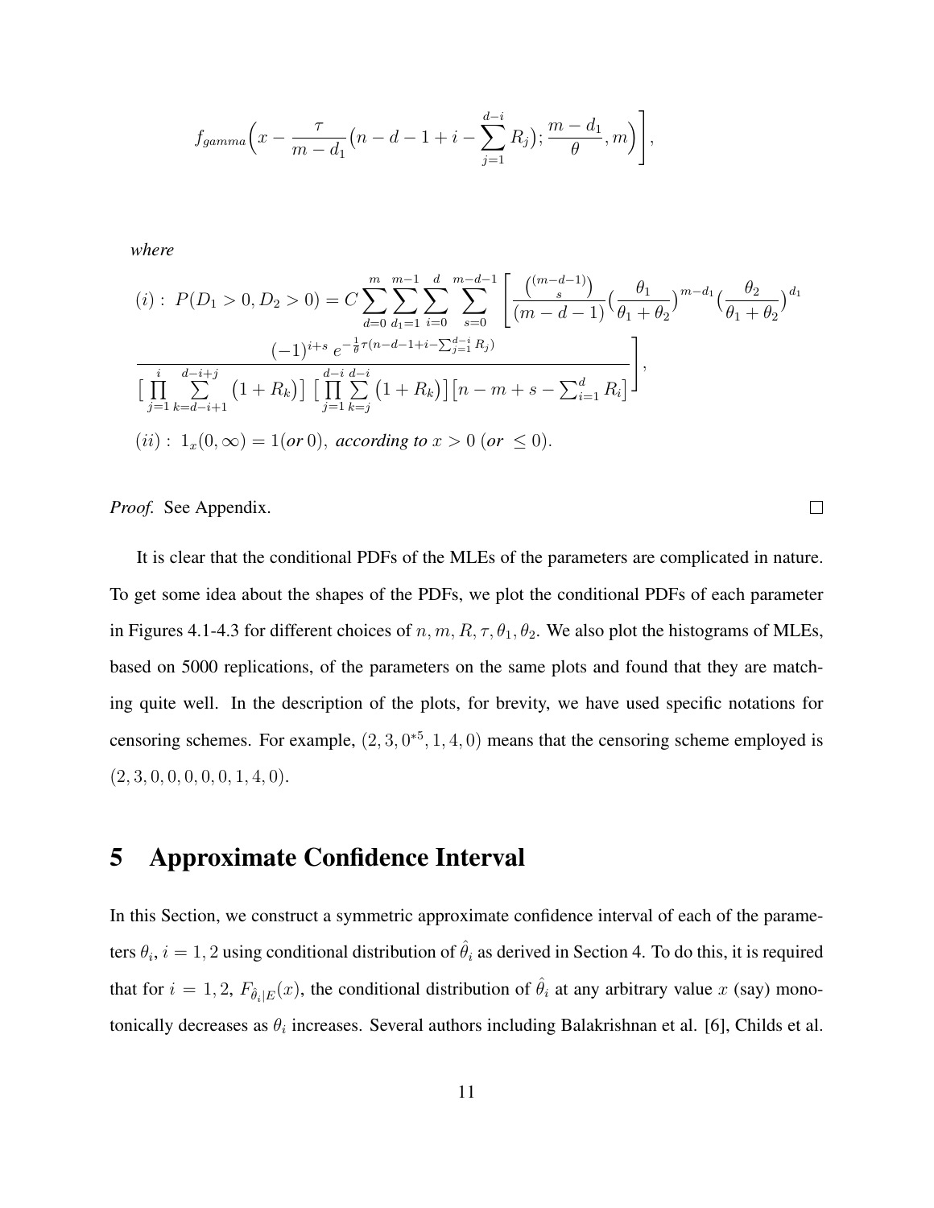$$f_{gamma}\Big(x - \frac{\tau}{m-d_1}\big(n-d-1+i-\sum_{j=1}^{d-i} R_j\big); \frac{m-d_1}{\theta}, m\Big)\Bigg],$$

*where*

$$(i):\ P(D_1 > 0, D_2 > 0) = C\sum_{d=0}^{m}\sum_{d_1=1}^{m-1}\sum_{i=0}^{d}\sum_{s=0}^{m-d-1}\Bigg[\frac{\binom{(m-d-1)}{s}}{(m-d-1)}\Big(\frac{\theta_1}{\theta_1+\theta_2}\Big)^{m-d_1}\Big(\frac{\theta_2}{\theta_1+\theta_2}\Big)^{d_1}$$

$$\frac{(-1)^{i+s}\ e^{-\frac{1}{\theta}\tau(n-d-1+i-\sum_{j=1}^{d-i} R_j)}}{\big[\prod_{j=1}^{i}\sum_{k=d-i+1}^{d-i+j}\big(1+R_k\big)\big]\ \big[\prod_{j=1}^{d-i}\sum_{k=j}^{d-i}\big(1+R_k\big)\big]\big[n-m+s-\sum_{i=1}^{d} R_i\big]}\Bigg],$$

$(ii):\ 1_x(0,\infty) = 1($*or* $0)$, *according to* $x > 0$ (*or* $\leq 0$).

*Proof.* See Appendix. □

It is clear that the conditional PDFs of the MLEs of the parameters are complicated in nature. To get some idea about the shapes of the PDFs, we plot the conditional PDFs of each parameter in Figures 4.1-4.3 for different choices of $n, m, R, \tau, \theta_1, \theta_2$. We also plot the histograms of MLEs, based on 5000 replications, of the parameters on the same plots and found that they are matching quite well. In the description of the plots, for brevity, we have used specific notations for censoring schemes. For example, $(2, 3, 0^{*5}, 1, 4, 0)$ means that the censoring scheme employed is $(2, 3, 0, 0, 0, 0, 0, 1, 4, 0)$.

# 5 Approximate Confidence Interval

In this Section, we construct a symmetric approximate confidence interval of each of the parameters $\theta_i, i = 1, 2$ using conditional distribution of $\hat{\theta}_i$ as derived in Section 4. To do this, it is required that for $i = 1, 2$, $F_{\hat{\theta}_i|E}(x)$, the conditional distribution of $\hat{\theta}_i$ at any arbitrary value $x$ (say) monotonically decreases as $\theta_i$ increases. Several authors including Balakrishnan et al. [6], Childs et al.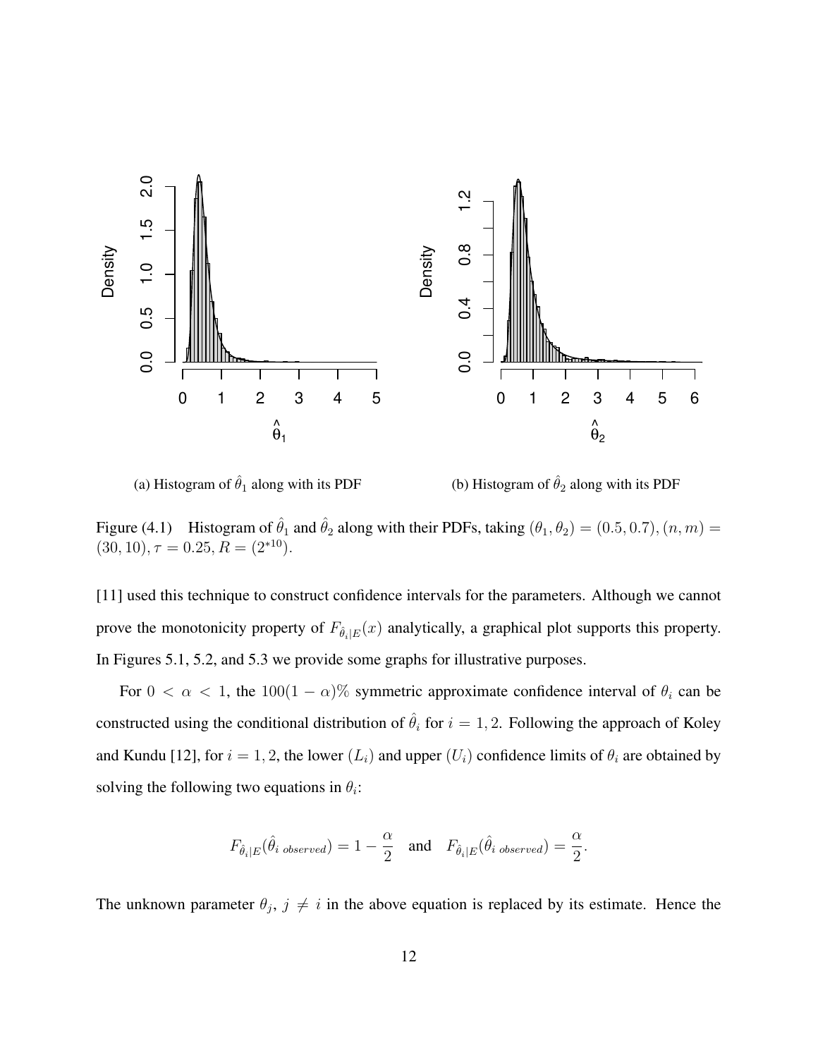(a) Histogram of $\hat{\theta}_1$ along with its PDF

(b) Histogram of $\hat{\theta}_2$ along with its PDF

Figure (4.1) Histogram of $\hat{\theta}_1$ and $\hat{\theta}_2$ along with their PDFs, taking $(\theta_1, \theta_2) = (0.5, 0.7), (n, m) = (30, 10), \tau = 0.25, R = (2^{*10})$.

[11] used this technique to construct confidence intervals for the parameters. Although we cannot prove the monotonicity property of $F_{\hat{\theta}_i|E}(x)$ analytically, a graphical plot supports this property. In Figures 5.1, 5.2, and 5.3 we provide some graphs for illustrative purposes.

For $0 < \alpha < 1$, the $100(1-\alpha)\%$ symmetric approximate confidence interval of $\theta_i$ can be constructed using the conditional distribution of $\hat{\theta}_i$ for $i = 1, 2$. Following the approach of Koley and Kundu [12], for $i = 1, 2$, the lower $(L_i)$ and upper $(U_i)$ confidence limits of $\theta_i$ are obtained by solving the following two equations in $\theta_i$:

$$F_{\hat{\theta}_i|E}(\hat{\theta}_{i\ observed}) = 1 - \frac{\alpha}{2} \quad \text{and} \quad F_{\hat{\theta}_i|E}(\hat{\theta}_{i\ observed}) = \frac{\alpha}{2}.$$

The unknown parameter $\theta_j$, $j \neq i$ in the above equation is replaced by its estimate. Hence the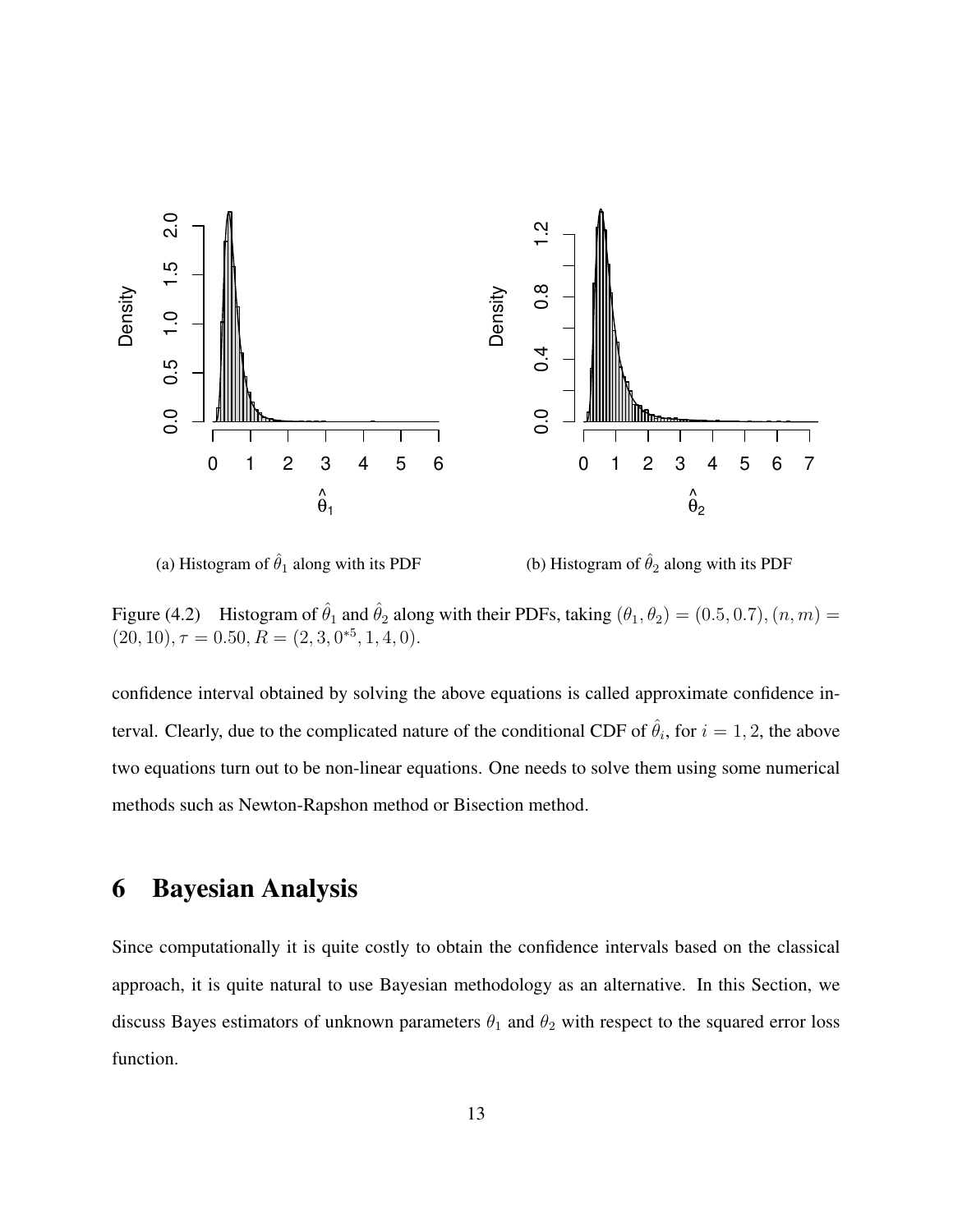(a) Histogram of $\hat{\theta}_1$ along with its PDF

(b) Histogram of $\hat{\theta}_2$ along with its PDF

Figure (4.2) Histogram of $\hat{\theta}_1$ and $\hat{\theta}_2$ along with their PDFs, taking $(\theta_1, \theta_2) = (0.5, 0.7), (n, m) = (20, 10), \tau = 0.50, R = (2, 3, 0^{*5}, 1, 4, 0)$.

confidence interval obtained by solving the above equations is called approximate confidence interval. Clearly, due to the complicated nature of the conditional CDF of $\hat{\theta}_i$, for $i = 1, 2$, the above two equations turn out to be non-linear equations. One needs to solve them using some numerical methods such as Newton-Rapshon method or Bisection method.

# 6 Bayesian Analysis

Since computationally it is quite costly to obtain the confidence intervals based on the classical approach, it is quite natural to use Bayesian methodology as an alternative. In this Section, we discuss Bayes estimators of unknown parameters $\theta_1$ and $\theta_2$ with respect to the squared error loss function.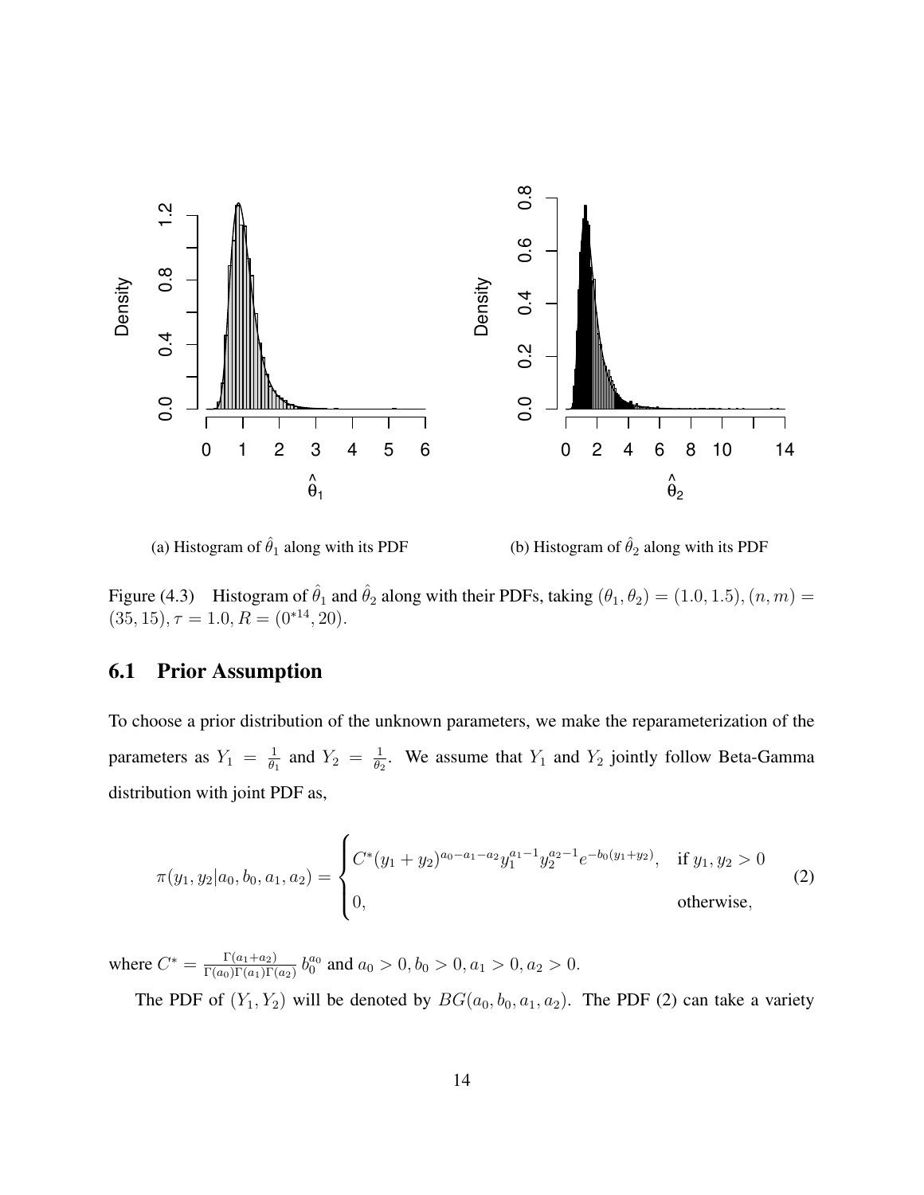(a) Histogram of $\hat{\theta}_1$ along with its PDF

(b) Histogram of $\hat{\theta}_2$ along with its PDF

Figure (4.3) Histogram of $\hat{\theta}_1$ and $\hat{\theta}_2$ along with their PDFs, taking $(\theta_1, \theta_2) = (1.0, 1.5), (n, m) = (35, 15), \tau = 1.0, R = (0^{*14}, 20)$.

## 6.1 Prior Assumption

To choose a prior distribution of the unknown parameters, we make the reparameterization of the parameters as $Y_1 = \frac{1}{\theta_1}$ and $Y_2 = \frac{1}{\theta_2}$. We assume that $Y_1$ and $Y_2$ jointly follow Beta-Gamma distribution with joint PDF as,

$$\pi(y_1, y_2 | a_0, b_0, a_1, a_2) = \begin{cases} C^*(y_1 + y_2)^{a_0 - a_1 - a_2} y_1^{a_1 - 1} y_2^{a_2 - 1} e^{-b_0(y_1 + y_2)}, & \text{if } y_1, y_2 > 0 \\ 0, & \text{otherwise}, \end{cases} \tag{2}$$

where $C^* = \frac{\Gamma(a_1 + a_2)}{\Gamma(a_0)\Gamma(a_1)\Gamma(a_2)} b_0^{a_0}$ and $a_0 > 0, b_0 > 0, a_1 > 0, a_2 > 0$.

The PDF of $(Y_1, Y_2)$ will be denoted by $BG(a_0, b_0, a_1, a_2)$. The PDF (2) can take a variety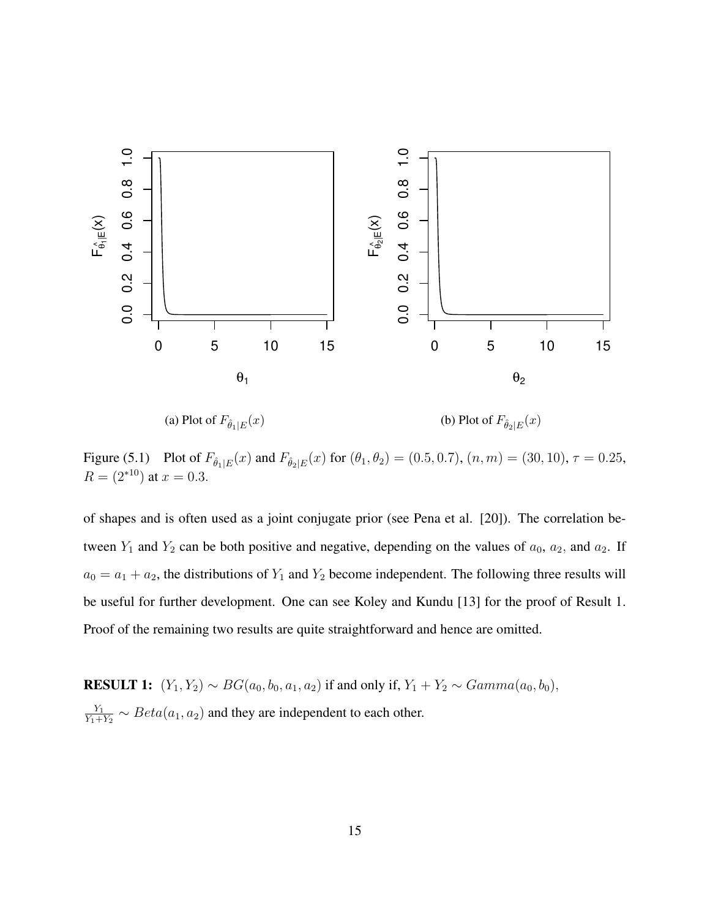(a) Plot of $F_{\hat{\theta}_1|E}(x)$

(b) Plot of $F_{\hat{\theta}_2|E}(x)$

Figure (5.1) Plot of $F_{\hat{\theta}_1|E}(x)$ and $F_{\hat{\theta}_2|E}(x)$ for $(\theta_1, \theta_2) = (0.5, 0.7)$, $(n, m) = (30, 10)$, $\tau = 0.25$, $R = (2^{*10})$ at $x = 0.3$.

of shapes and is often used as a joint conjugate prior (see Pena et al. [20]). The correlation between $Y_1$ and $Y_2$ can be both positive and negative, depending on the values of $a_0$, $a_2$, and $a_2$. If $a_0 = a_1 + a_2$, the distributions of $Y_1$ and $Y_2$ become independent. The following three results will be useful for further development. One can see Koley and Kundu [13] for the proof of Result 1. Proof of the remaining two results are quite straightforward and hence are omitted.

**RESULT 1:** $(Y_1, Y_2) \sim BG(a_0, b_0, a_1, a_2)$ if and only if, $Y_1 + Y_2 \sim Gamma(a_0, b_0)$, $\frac{Y_1}{Y_1+Y_2} \sim Beta(a_1, a_2)$ and they are independent to each other.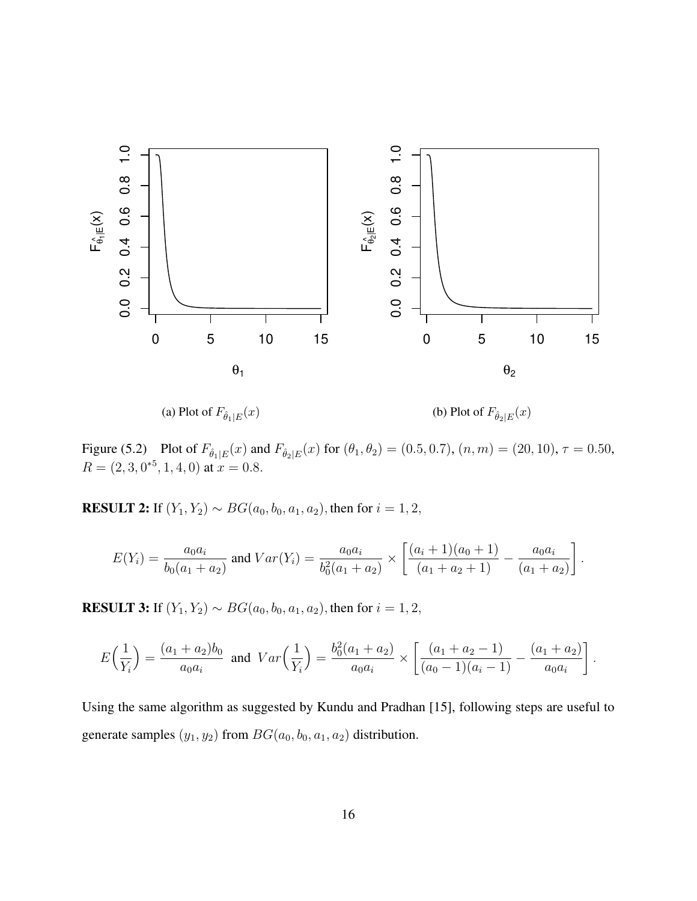(a) Plot of $F_{\hat{\theta}_1|E}(x)$

(b) Plot of $F_{\hat{\theta}_2|E}(x)$

Figure (5.2) Plot of $F_{\hat{\theta}_1|E}(x)$ and $F_{\hat{\theta}_2|E}(x)$ for $(\theta_1, \theta_2) = (0.5, 0.7)$, $(n, m) = (20, 10)$, $\tau = 0.50$, $R = (2, 3, 0^{*5}, 1, 4, 0)$ at $x = 0.8$.

**RESULT 2:** If $(Y_1, Y_2) \sim BG(a_0, b_0, a_1, a_2)$, then for $i = 1, 2$,

$$E(Y_i) = \frac{a_0 a_i}{b_0(a_1 + a_2)} \text{ and } Var(Y_i) = \frac{a_0 a_i}{b_0^2(a_1 + a_2)} \times \left[\frac{(a_i + 1)(a_0 + 1)}{(a_1 + a_2 + 1)} - \frac{a_0 a_i}{(a_1 + a_2)}\right].$$

**RESULT 3:** If $(Y_1, Y_2) \sim BG(a_0, b_0, a_1, a_2)$, then for $i = 1, 2$,

$$E\Big(\frac{1}{Y_i}\Big) = \frac{(a_1 + a_2)b_0}{a_0 a_i} \text{ and } Var\Big(\frac{1}{Y_i}\Big) = \frac{b_0^2(a_1 + a_2)}{a_0 a_i} \times \left[\frac{(a_1 + a_2 - 1)}{(a_0 - 1)(a_i - 1)} - \frac{(a_1 + a_2)}{a_0 a_i}\right].$$

Using the same algorithm as suggested by Kundu and Pradhan [15], following steps are useful to generate samples $(y_1, y_2)$ from $BG(a_0, b_0, a_1, a_2)$ distribution.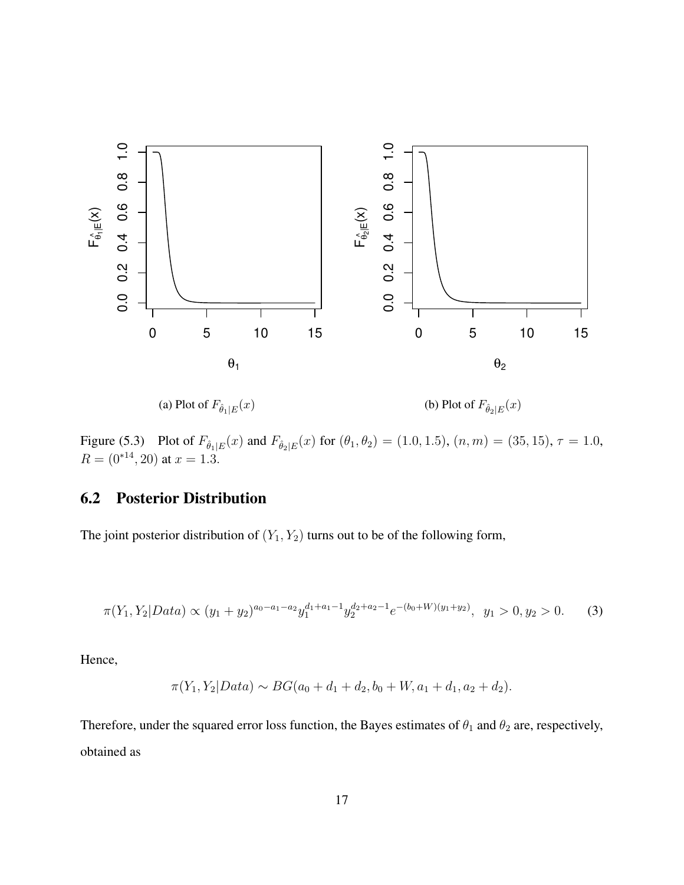(a) Plot of $F_{\hat{\theta}_1|E}(x)$

(b) Plot of $F_{\hat{\theta}_2|E}(x)$

Figure (5.3) Plot of $F_{\hat{\theta}_1|E}(x)$ and $F_{\hat{\theta}_2|E}(x)$ for $(\theta_1, \theta_2) = (1.0, 1.5)$, $(n, m) = (35, 15)$, $\tau = 1.0$, $R = (0^{*14}, 20)$ at $x = 1.3$.

## 6.2 Posterior Distribution

The joint posterior distribution of $(Y_1, Y_2)$ turns out to be of the following form,

$$\pi(Y_1, Y_2|Data) \propto (y_1 + y_2)^{a_0 - a_1 - a_2} y_1^{d_1 + a_1 - 1} y_2^{d_2 + a_2 - 1} e^{-(b_0 + W)(y_1 + y_2)}, \quad y_1 > 0, y_2 > 0. \tag{3}$$

Hence,

$$\pi(Y_1, Y_2|Data) \sim BG(a_0 + d_1 + d_2, b_0 + W, a_1 + d_1, a_2 + d_2).$$

Therefore, under the squared error loss function, the Bayes estimates of $\theta_1$ and $\theta_2$ are, respectively, obtained as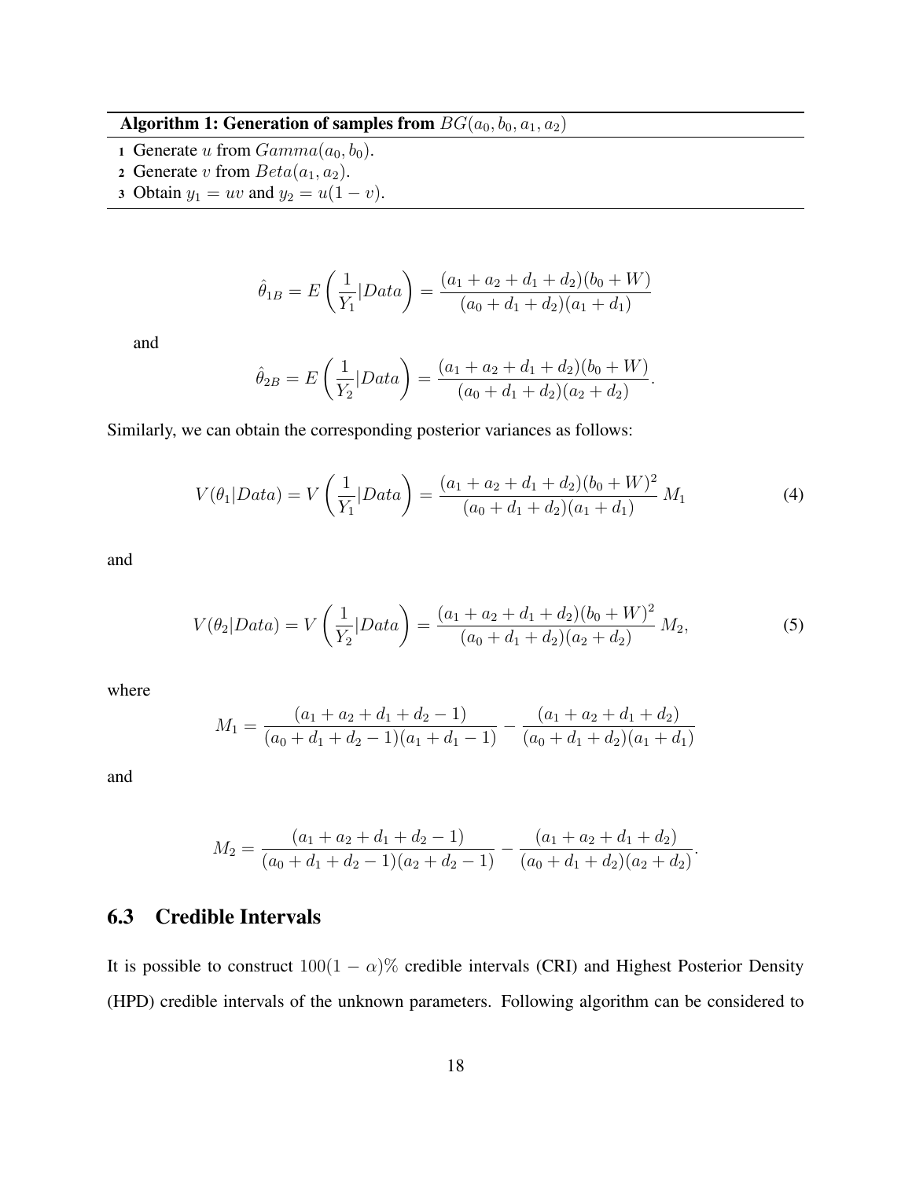**Algorithm 1: Generation of samples from $BG(a_0, b_0, a_1, a_2)$**

1. Generate $u$ from $Gamma(a_0, b_0)$.
2. Generate $v$ from $Beta(a_1, a_2)$.
3. Obtain $y_1 = uv$ and $y_2 = u(1-v)$.

$$\hat{\theta}_{1B} = E\left(\frac{1}{Y_1}|Data\right) = \frac{(a_1 + a_2 + d_1 + d_2)(b_0 + W)}{(a_0 + d_1 + d_2)(a_1 + d_1)}$$

and

$$\hat{\theta}_{2B} = E\left(\frac{1}{Y_2}|Data\right) = \frac{(a_1 + a_2 + d_1 + d_2)(b_0 + W)}{(a_0 + d_1 + d_2)(a_2 + d_2)}.$$

Similarly, we can obtain the corresponding posterior variances as follows:

$$V(\theta_1|Data) = V\left(\frac{1}{Y_1}|Data\right) = \frac{(a_1 + a_2 + d_1 + d_2)(b_0 + W)^2}{(a_0 + d_1 + d_2)(a_1 + d_1)}\, M_1 \tag{4}$$

and

$$V(\theta_2|Data) = V\left(\frac{1}{Y_2}|Data\right) = \frac{(a_1 + a_2 + d_1 + d_2)(b_0 + W)^2}{(a_0 + d_1 + d_2)(a_2 + d_2)}\, M_2, \tag{5}$$

where

$$M_1 = \frac{(a_1 + a_2 + d_1 + d_2 - 1)}{(a_0 + d_1 + d_2 - 1)(a_1 + d_1 - 1)} - \frac{(a_1 + a_2 + d_1 + d_2)}{(a_0 + d_1 + d_2)(a_1 + d_1)}$$

and

$$M_2 = \frac{(a_1 + a_2 + d_1 + d_2 - 1)}{(a_0 + d_1 + d_2 - 1)(a_2 + d_2 - 1)} - \frac{(a_1 + a_2 + d_1 + d_2)}{(a_0 + d_1 + d_2)(a_2 + d_2)}.$$

## 6.3 Credible Intervals

It is possible to construct $100(1-\alpha)\%$ credible intervals (CRI) and Highest Posterior Density (HPD) credible intervals of the unknown parameters. Following algorithm can be considered to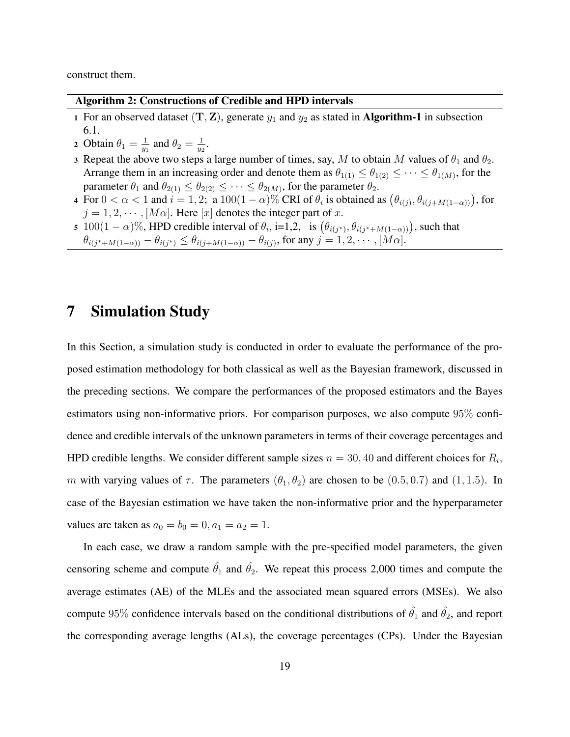construct them.

**Algorithm 2: Constructions of Credible and HPD intervals**

1. For an observed dataset $(\mathbf{T}, \mathbf{Z})$, generate $y_1$ and $y_2$ as stated in **Algorithm-1** in subsection 6.1.
2. Obtain $\theta_1 = \frac{1}{y_1}$ and $\theta_2 = \frac{1}{y_2}$.
3. Repeat the above two steps a large number of times, say, $M$ to obtain $M$ values of $\theta_1$ and $\theta_2$. Arrange them in an increasing order and denote them as $\theta_{1(1)} \leq \theta_{1(2)} \leq \cdots \leq \theta_{1(M)}$, for the parameter $\theta_1$ and $\theta_{2(1)} \leq \theta_{2(2)} \leq \cdots \leq \theta_{2(M)}$, for the parameter $\theta_2$.
4. For $0 < \alpha < 1$ and $i = 1, 2$; a $100(1-\alpha)\%$ CRI of $\theta_i$ is obtained as $\left(\theta_{i(j)}, \theta_{i(j+M(1-\alpha))}\right)$, for $j = 1, 2, \cdots, [M\alpha]$. Here $[x]$ denotes the integer part of $x$.
5. $100(1-\alpha)\%$, HPD credible interval of $\theta_i$, i=1,2, is $\left(\theta_{i(j^*)}, \theta_{i(j^*+M(1-\alpha))}\right)$, such that $\theta_{i(j^*+M(1-\alpha))} - \theta_{i(j^*)} \leq \theta_{i(j+M(1-\alpha))} - \theta_{i(j)}$, for any $j = 1, 2, \cdots, [M\alpha]$.

# 7 Simulation Study

In this Section, a simulation study is conducted in order to evaluate the performance of the proposed estimation methodology for both classical as well as the Bayesian framework, discussed in the preceding sections. We compare the performances of the proposed estimators and the Bayes estimators using non-informative priors. For comparison purposes, we also compute $95\%$ confidence and credible intervals of the unknown parameters in terms of their coverage percentages and HPD credible lengths. We consider different sample sizes $n = 30, 40$ and different choices for $R_i$, $m$ with varying values of $\tau$. The parameters $(\theta_1, \theta_2)$ are chosen to be $(0.5, 0.7)$ and $(1, 1.5)$. In case of the Bayesian estimation we have taken the non-informative prior and the hyperparameter values are taken as $a_0 = b_0 = 0, a_1 = a_2 = 1$.

In each case, we draw a random sample with the pre-specified model parameters, the given censoring scheme and compute $\hat{\theta}_1$ and $\hat{\theta}_2$. We repeat this process 2,000 times and compute the average estimates (AE) of the MLEs and the associated mean squared errors (MSEs). We also compute $95\%$ confidence intervals based on the conditional distributions of $\hat{\theta}_1$ and $\hat{\theta}_2$, and report the corresponding average lengths (ALs), the coverage percentages (CPs). Under the Bayesian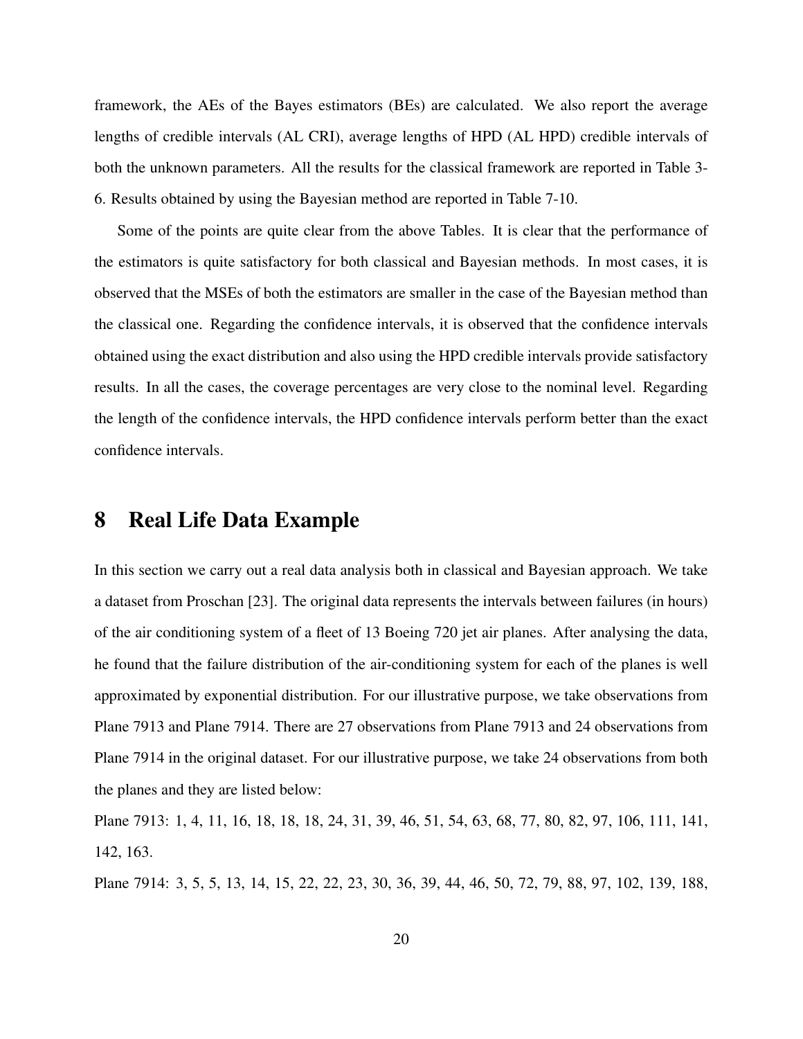framework, the AEs of the Bayes estimators (BEs) are calculated. We also report the average lengths of credible intervals (AL CRI), average lengths of HPD (AL HPD) credible intervals of both the unknown parameters. All the results for the classical framework are reported in Table 3-6. Results obtained by using the Bayesian method are reported in Table 7-10.

Some of the points are quite clear from the above Tables. It is clear that the performance of the estimators is quite satisfactory for both classical and Bayesian methods. In most cases, it is observed that the MSEs of both the estimators are smaller in the case of the Bayesian method than the classical one. Regarding the confidence intervals, it is observed that the confidence intervals obtained using the exact distribution and also using the HPD credible intervals provide satisfactory results. In all the cases, the coverage percentages are very close to the nominal level. Regarding the length of the confidence intervals, the HPD confidence intervals perform better than the exact confidence intervals.

# 8 Real Life Data Example

In this section we carry out a real data analysis both in classical and Bayesian approach. We take a dataset from Proschan [23]. The original data represents the intervals between failures (in hours) of the air conditioning system of a fleet of 13 Boeing 720 jet air planes. After analysing the data, he found that the failure distribution of the air-conditioning system for each of the planes is well approximated by exponential distribution. For our illustrative purpose, we take observations from Plane 7913 and Plane 7914. There are 27 observations from Plane 7913 and 24 observations from Plane 7914 in the original dataset. For our illustrative purpose, we take 24 observations from both the planes and they are listed below:

Plane 7913: 1, 4, 11, 16, 18, 18, 18, 24, 31, 39, 46, 51, 54, 63, 68, 77, 80, 82, 97, 106, 111, 141, 142, 163.

Plane 7914: 3, 5, 5, 13, 14, 15, 22, 22, 23, 30, 36, 39, 44, 46, 50, 72, 79, 88, 97, 102, 139, 188,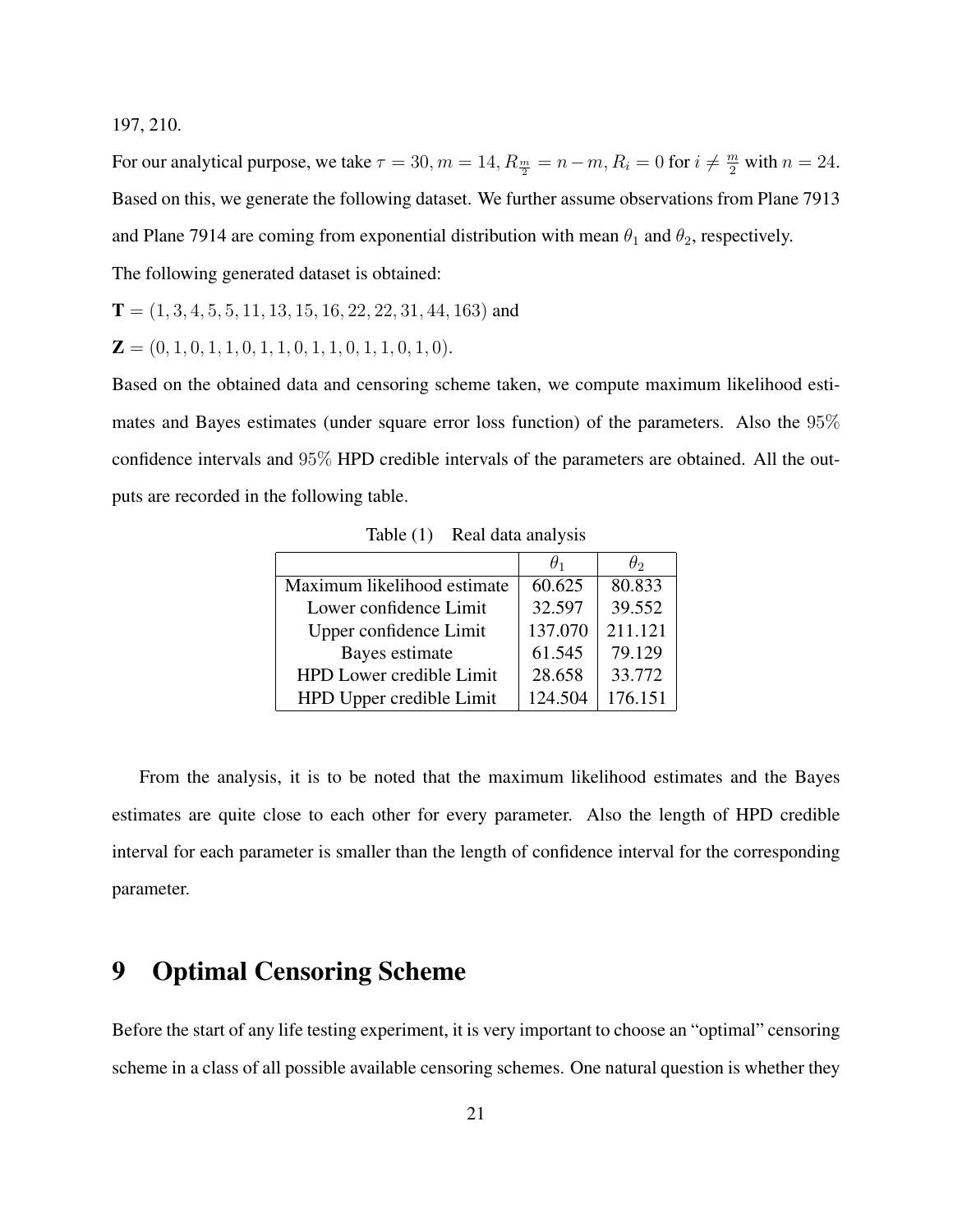197, 210.

For our analytical purpose, we take $\tau = 30, m = 14, R_{\frac{m}{2}} = n - m, R_i = 0$ for $i \neq \frac{m}{2}$ with $n = 24$. Based on this, we generate the following dataset. We further assume observations from Plane 7913 and Plane 7914 are coming from exponential distribution with mean $\theta_1$ and $\theta_2$, respectively.

The following generated dataset is obtained:

$\mathbf{T} = (1, 3, 4, 5, 5, 11, 13, 15, 16, 22, 22, 31, 44, 163)$ and

$\mathbf{Z} = (0, 1, 0, 1, 1, 0, 1, 1, 0, 1, 1, 0, 1, 1, 0, 1, 0)$.

Based on the obtained data and censoring scheme taken, we compute maximum likelihood estimates and Bayes estimates (under square error loss function) of the parameters. Also the 95% confidence intervals and 95% HPD credible intervals of the parameters are obtained. All the outputs are recorded in the following table.

Table (1) Real data analysis

| | $\theta_1$ | $\theta_2$ |
|---|---|---|
| Maximum likelihood estimate | 60.625 | 80.833 |
| Lower confidence Limit | 32.597 | 39.552 |
| Upper confidence Limit | 137.070 | 211.121 |
| Bayes estimate | 61.545 | 79.129 |
| HPD Lower credible Limit | 28.658 | 33.772 |
| HPD Upper credible Limit | 124.504 | 176.151 |

From the analysis, it is to be noted that the maximum likelihood estimates and the Bayes estimates are quite close to each other for every parameter. Also the length of HPD credible interval for each parameter is smaller than the length of confidence interval for the corresponding parameter.

# 9 Optimal Censoring Scheme

Before the start of any life testing experiment, it is very important to choose an "optimal" censoring scheme in a class of all possible available censoring schemes. One natural question is whether they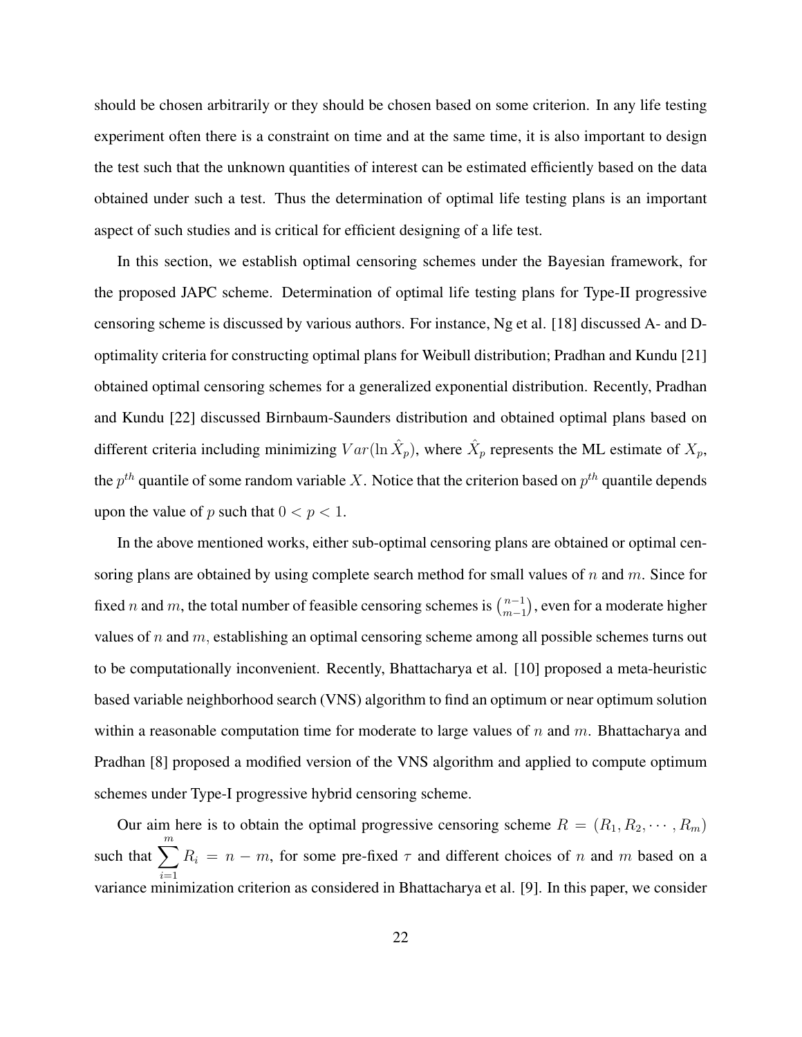should be chosen arbitrarily or they should be chosen based on some criterion. In any life testing experiment often there is a constraint on time and at the same time, it is also important to design the test such that the unknown quantities of interest can be estimated efficiently based on the data obtained under such a test. Thus the determination of optimal life testing plans is an important aspect of such studies and is critical for efficient designing of a life test.

In this section, we establish optimal censoring schemes under the Bayesian framework, for the proposed JAPC scheme. Determination of optimal life testing plans for Type-II progressive censoring scheme is discussed by various authors. For instance, Ng et al. [18] discussed A- and D-optimality criteria for constructing optimal plans for Weibull distribution; Pradhan and Kundu [21] obtained optimal censoring schemes for a generalized exponential distribution. Recently, Pradhan and Kundu [22] discussed Birnbaum-Saunders distribution and obtained optimal plans based on different criteria including minimizing $Var(\ln \hat{X}_p)$, where $\hat{X}_p$ represents the ML estimate of $X_p$, the $p^{th}$ quantile of some random variable $X$. Notice that the criterion based on $p^{th}$ quantile depends upon the value of $p$ such that $0 < p < 1$.

In the above mentioned works, either sub-optimal censoring plans are obtained or optimal censoring plans are obtained by using complete search method for small values of $n$ and $m$. Since for fixed $n$ and $m$, the total number of feasible censoring schemes is $\binom{n-1}{m-1}$, even for a moderate higher values of $n$ and $m$, establishing an optimal censoring scheme among all possible schemes turns out to be computationally inconvenient. Recently, Bhattacharya et al. [10] proposed a meta-heuristic based variable neighborhood search (VNS) algorithm to find an optimum or near optimum solution within a reasonable computation time for moderate to large values of $n$ and $m$. Bhattacharya and Pradhan [8] proposed a modified version of the VNS algorithm and applied to compute optimum schemes under Type-I progressive hybrid censoring scheme.

Our aim here is to obtain the optimal progressive censoring scheme $R = (R_1, R_2, \cdots, R_m)$ such that $\sum_{i=1}^{m} R_i = n - m$, for some pre-fixed $\tau$ and different choices of $n$ and $m$ based on a variance minimization criterion as considered in Bhattacharya et al. [9]. In this paper, we consider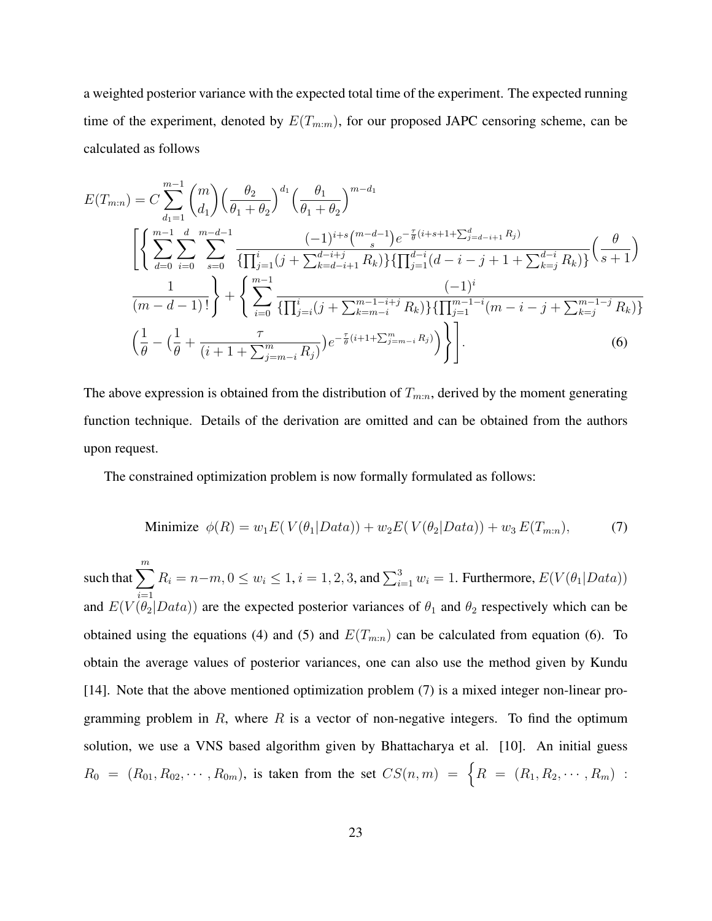a weighted posterior variance with the expected total time of the experiment. The expected running time of the experiment, denoted by $E(T_{m:m})$, for our proposed JAPC censoring scheme, can be calculated as follows

$$
\begin{aligned}
E(T_{m:n}) = C \sum_{d_1=1}^{m-1} \binom{m}{d_1} \Big(\frac{\theta_2}{\theta_1+\theta_2}\Big)^{d_1} \Big(\frac{\theta_1}{\theta_1+\theta_2}\Big)^{m-d_1} \\
\Bigg[\Bigg\{ \sum_{d=0}^{m-1} \sum_{i=0}^{d} \sum_{s=0}^{m-d-1} \frac{(-1)^{i+s}\binom{m-d-1}{s} e^{-\frac{\tau}{\theta}(i+s+1+\sum_{j=d-i+1}^{d} R_j)}}{\{\prod_{j=1}^{i}(j+\sum_{k=d-i+1}^{d-i+j} R_k)\}\{\prod_{j=1}^{d-i}(d-i-j+1+\sum_{k=j}^{d-i} R_k)\}} \Big(\frac{\theta}{s+1}\Big) \\
\frac{1}{(m-d-1)!}\Bigg\} + \Bigg\{ \sum_{i=0}^{m-1} \frac{(-1)^i}{\{\prod_{j=i}^{i}(j+\sum_{k=m-i}^{m-1-i+j} R_k)\}\{\prod_{j=1}^{m-1-i}(m-i-j+\sum_{k=j}^{m-1-j} R_k)\}} \\
\Big(\frac{1}{\theta} - \big(\frac{1}{\theta} + \frac{\tau}{(i+1+\sum_{j=m-i}^{m} R_j)}\big) e^{-\frac{\tau}{\theta}(i+1+\sum_{j=m-i}^{m} R_j)}\Big)\Bigg\}\Bigg]. \qquad (6)
\end{aligned}
$$

The above expression is obtained from the distribution of $T_{m:n}$, derived by the moment generating function technique. Details of the derivation are omitted and can be obtained from the authors upon request.

The constrained optimization problem is now formally formulated as follows:

$$
\text{Minimize } \ \phi(R) = w_1 E(\,V(\theta_1|Data)) + w_2 E(\,V(\theta_2|Data)) + w_3\, E(T_{m:n}), \qquad (7)
$$

such that $\sum_{i=1}^{m} R_i = n-m, 0 \le w_i \le 1, i = 1,2,3,$ and $\sum_{i=1}^{3} w_i = 1$. Furthermore, $E(V(\theta_1|Data))$ and $E(V(\theta_2|Data))$ are the expected posterior variances of $\theta_1$ and $\theta_2$ respectively which can be obtained using the equations (4) and (5) and $E(T_{m:n})$ can be calculated from equation (6). To obtain the average values of posterior variances, one can also use the method given by Kundu [14]. Note that the above mentioned optimization problem (7) is a mixed integer non-linear programming problem in $R$, where $R$ is a vector of non-negative integers. To find the optimum solution, we use a VNS based algorithm given by Bhattacharya et al. [10]. An initial guess $R_0 = (R_{01}, R_{02}, \cdots, R_{0m})$, is taken from the set $CS(n,m) = \Big\{R = (R_1, R_2, \cdots, R_m) :$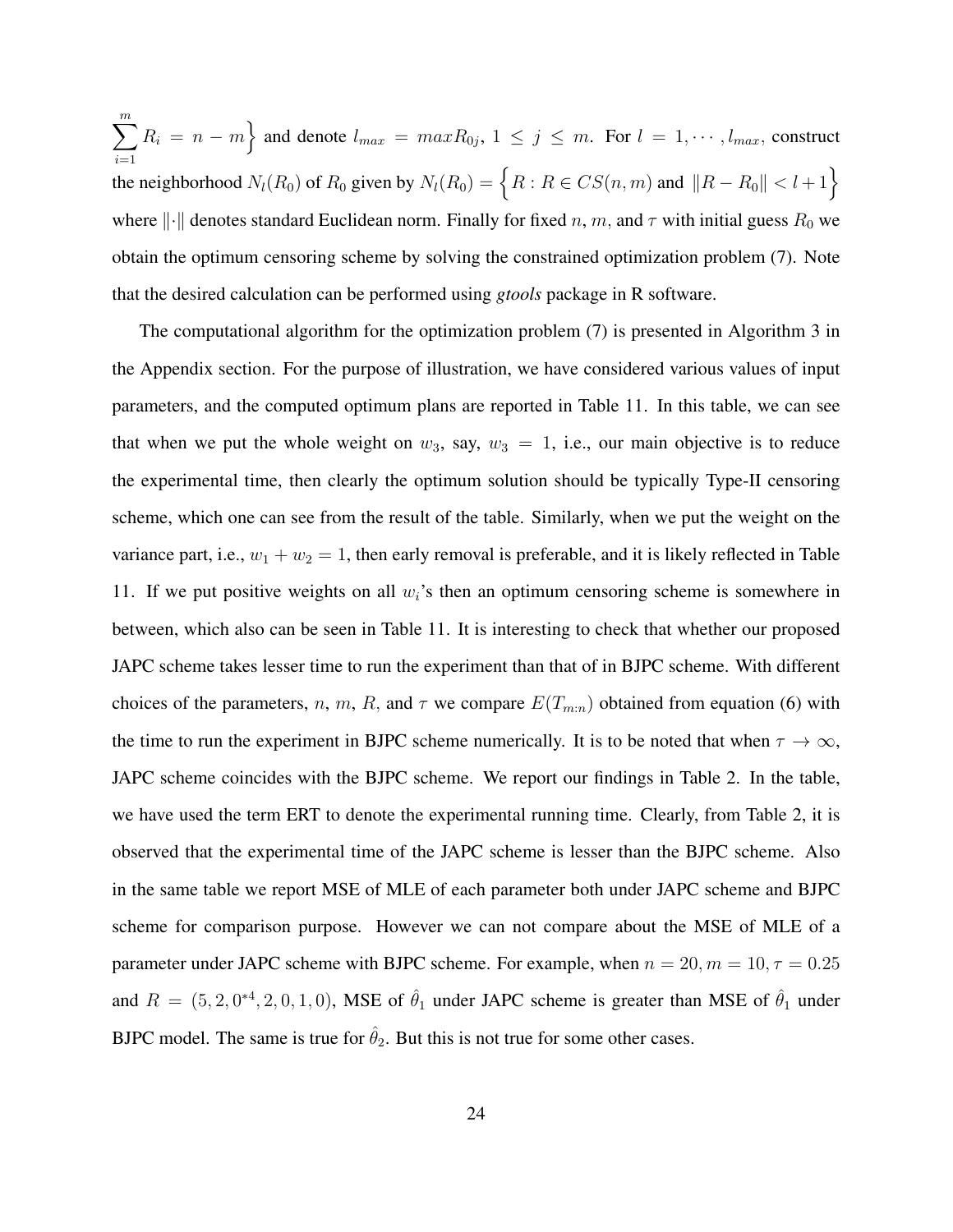$\sum_{i=1}^{m} R_i = n - m \Big\}$ and denote $l_{max} = maxR_{0j}$, $1 \leq j \leq m$. For $l = 1, \cdots, l_{max}$, construct the neighborhood $N_l(R_0)$ of $R_0$ given by $N_l(R_0) = \Big\{ R : R \in CS(n, m)$ and $\|R - R_0\| < l + 1 \Big\}$ where $\|\cdot\|$ denotes standard Euclidean norm. Finally for fixed $n$, $m$, and $\tau$ with initial guess $R_0$ we obtain the optimum censoring scheme by solving the constrained optimization problem (7). Note that the desired calculation can be performed using *gtools* package in R software.

The computational algorithm for the optimization problem (7) is presented in Algorithm 3 in the Appendix section. For the purpose of illustration, we have considered various values of input parameters, and the computed optimum plans are reported in Table 11. In this table, we can see that when we put the whole weight on $w_3$, say, $w_3 = 1$, i.e., our main objective is to reduce the experimental time, then clearly the optimum solution should be typically Type-II censoring scheme, which one can see from the result of the table. Similarly, when we put the weight on the variance part, i.e., $w_1 + w_2 = 1$, then early removal is preferable, and it is likely reflected in Table 11. If we put positive weights on all $w_i$'s then an optimum censoring scheme is somewhere in between, which also can be seen in Table 11. It is interesting to check that whether our proposed JAPC scheme takes lesser time to run the experiment than that of in BJPC scheme. With different choices of the parameters, $n$, $m$, $R$, and $\tau$ we compare $E(T_{m:n})$ obtained from equation (6) with the time to run the experiment in BJPC scheme numerically. It is to be noted that when $\tau \to \infty$, JAPC scheme coincides with the BJPC scheme. We report our findings in Table 2. In the table, we have used the term ERT to denote the experimental running time. Clearly, from Table 2, it is observed that the experimental time of the JAPC scheme is lesser than the BJPC scheme. Also in the same table we report MSE of MLE of each parameter both under JAPC scheme and BJPC scheme for comparison purpose. However we can not compare about the MSE of MLE of a parameter under JAPC scheme with BJPC scheme. For example, when $n = 20, m = 10, \tau = 0.25$ and $R = (5, 2, 0^{*4}, 2, 0, 1, 0)$, MSE of $\hat{\theta}_1$ under JAPC scheme is greater than MSE of $\hat{\theta}_1$ under BJPC model. The same is true for $\hat{\theta}_2$. But this is not true for some other cases.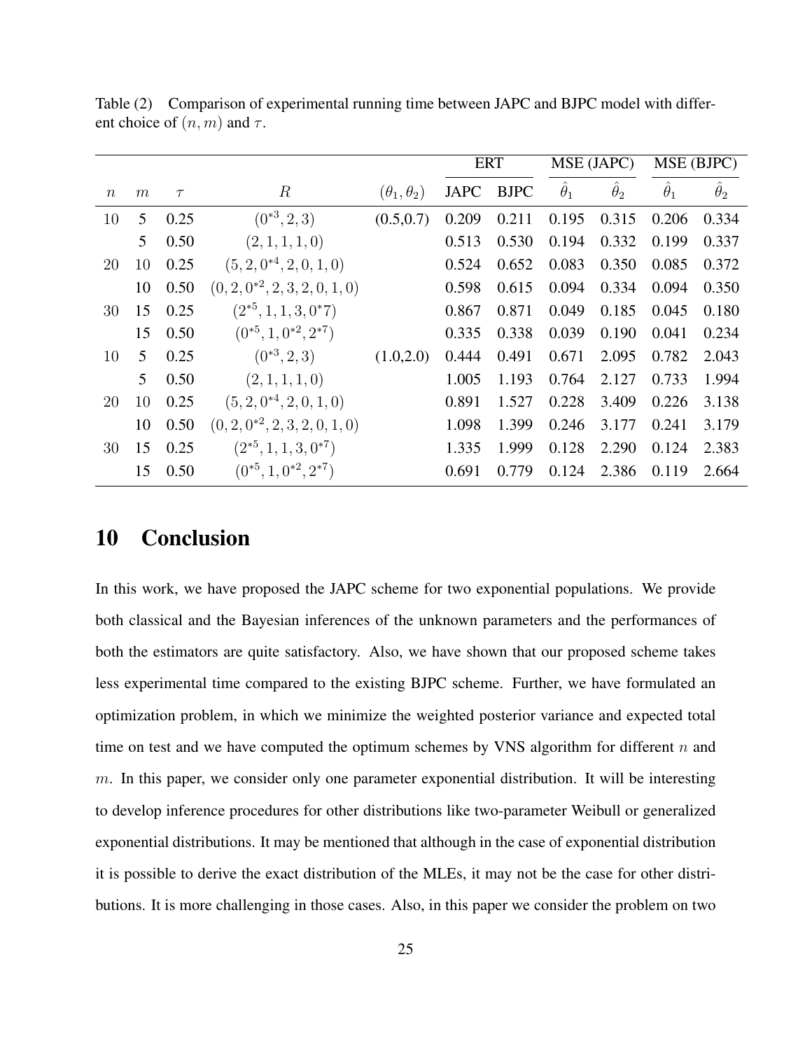Table (2) Comparison of experimental running time between JAPC and BJPC model with different choice of $(n, m)$ and $\tau$.

| | | | | | ERT | | MSE (JAPC) | | MSE (BJPC) | |
|---|---|---|---|---|---|---|---|---|---|---|
| $n$ | $m$ | $\tau$ | $R$ | $(\theta_1, \theta_2)$ | JAPC | BJPC | $\hat{\theta}_1$ | $\hat{\theta}_2$ | $\hat{\theta}_1$ | $\hat{\theta}_2$ |
| 10 | 5 | 0.25 | $(0^{*3}, 2, 3)$ | (0.5,0.7) | 0.209 | 0.211 | 0.195 | 0.315 | 0.206 | 0.334 |
| | 5 | 0.50 | $(2, 1, 1, 1, 0)$ | | 0.513 | 0.530 | 0.194 | 0.332 | 0.199 | 0.337 |
| 20 | 10 | 0.25 | $(5, 2, 0^{*4}, 2, 0, 1, 0)$ | | 0.524 | 0.652 | 0.083 | 0.350 | 0.085 | 0.372 |
| | 10 | 0.50 | $(0, 2, 0^{*2}, 2, 3, 2, 0, 1, 0)$ | | 0.598 | 0.615 | 0.094 | 0.334 | 0.094 | 0.350 |
| 30 | 15 | 0.25 | $(2^{*5}, 1, 1, 3, 0^{*}7)$ | | 0.867 | 0.871 | 0.049 | 0.185 | 0.045 | 0.180 |
| | 15 | 0.50 | $(0^{*5}, 1, 0^{*2}, 2^{*7})$ | | 0.335 | 0.338 | 0.039 | 0.190 | 0.041 | 0.234 |
| 10 | 5 | 0.25 | $(0^{*3}, 2, 3)$ | (1.0,2.0) | 0.444 | 0.491 | 0.671 | 2.095 | 0.782 | 2.043 |
| | 5 | 0.50 | $(2, 1, 1, 1, 0)$ | | 1.005 | 1.193 | 0.764 | 2.127 | 0.733 | 1.994 |
| 20 | 10 | 0.25 | $(5, 2, 0^{*4}, 2, 0, 1, 0)$ | | 0.891 | 1.527 | 0.228 | 3.409 | 0.226 | 3.138 |
| | 10 | 0.50 | $(0, 2, 0^{*2}, 2, 3, 2, 0, 1, 0)$ | | 1.098 | 1.399 | 0.246 | 3.177 | 0.241 | 3.179 |
| 30 | 15 | 0.25 | $(2^{*5}, 1, 1, 3, 0^{*7})$ | | 1.335 | 1.999 | 0.128 | 2.290 | 0.124 | 2.383 |
| | 15 | 0.50 | $(0^{*5}, 1, 0^{*2}, 2^{*7})$ | | 0.691 | 0.779 | 0.124 | 2.386 | 0.119 | 2.664 |

# 10 Conclusion

In this work, we have proposed the JAPC scheme for two exponential populations. We provide both classical and the Bayesian inferences of the unknown parameters and the performances of both the estimators are quite satisfactory. Also, we have shown that our proposed scheme takes less experimental time compared to the existing BJPC scheme. Further, we have formulated an optimization problem, in which we minimize the weighted posterior variance and expected total time on test and we have computed the optimum schemes by VNS algorithm for different $n$ and $m$. In this paper, we consider only one parameter exponential distribution. It will be interesting to develop inference procedures for other distributions like two-parameter Weibull or generalized exponential distributions. It may be mentioned that although in the case of exponential distribution it is possible to derive the exact distribution of the MLEs, it may not be the case for other distributions. It is more challenging in those cases. Also, in this paper we consider the problem on two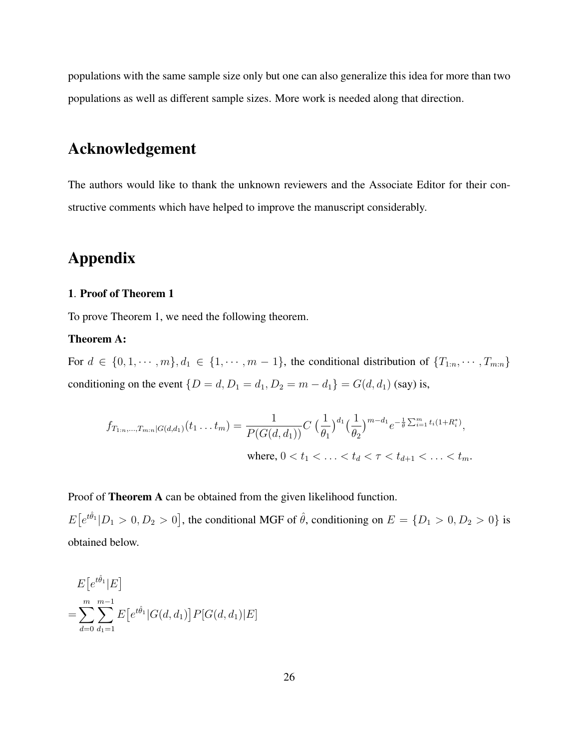populations with the same sample size only but one can also generalize this idea for more than two populations as well as different sample sizes. More work is needed along that direction.

## Acknowledgement

The authors would like to thank the unknown reviewers and the Associate Editor for their constructive comments which have helped to improve the manuscript considerably.

## Appendix

**1**. **Proof of Theorem 1**

To prove Theorem 1, we need the following theorem.

**Theorem A:**

For $d \in \{0, 1, \cdots, m\}, d_1 \in \{1, \cdots, m-1\}$, the conditional distribution of $\{T_{1:n}, \cdots, T_{m:n}\}$ conditioning on the event $\{D = d, D_1 = d_1, D_2 = m - d_1\} = G(d, d_1)$ (say) is,

$$f_{T_{1:n},\ldots,T_{m:n}|G(d,d_1)}(t_1 \ldots t_m) = \frac{1}{P(G(d,d_1))} C \left(\frac{1}{\theta_1}\right)^{d_1} \left(\frac{1}{\theta_2}\right)^{m-d_1} e^{-\frac{1}{\theta}\sum_{i=1}^{m} t_i(1+R_i^*)},$$

$$\text{where, } 0 < t_1 < \ldots < t_d < \tau < t_{d+1} < \ldots < t_m.$$

Proof of **Theorem A** can be obtained from the given likelihood function.

$E\big[e^{t\hat{\theta}_1}|D_1 > 0, D_2 > 0\big]$, the conditional MGF of $\hat{\theta}$, conditioning on $E = \{D_1 > 0, D_2 > 0\}$ is obtained below.

$$\begin{aligned}
&E\big[e^{t\hat{\theta}_1}|E\big] \\
=&\sum_{d=0}^{m}\sum_{d_1=1}^{m-1} E\big[e^{t\hat{\theta}_1}|G(d,d_1)\big] P[G(d,d_1)|E]
\end{aligned}$$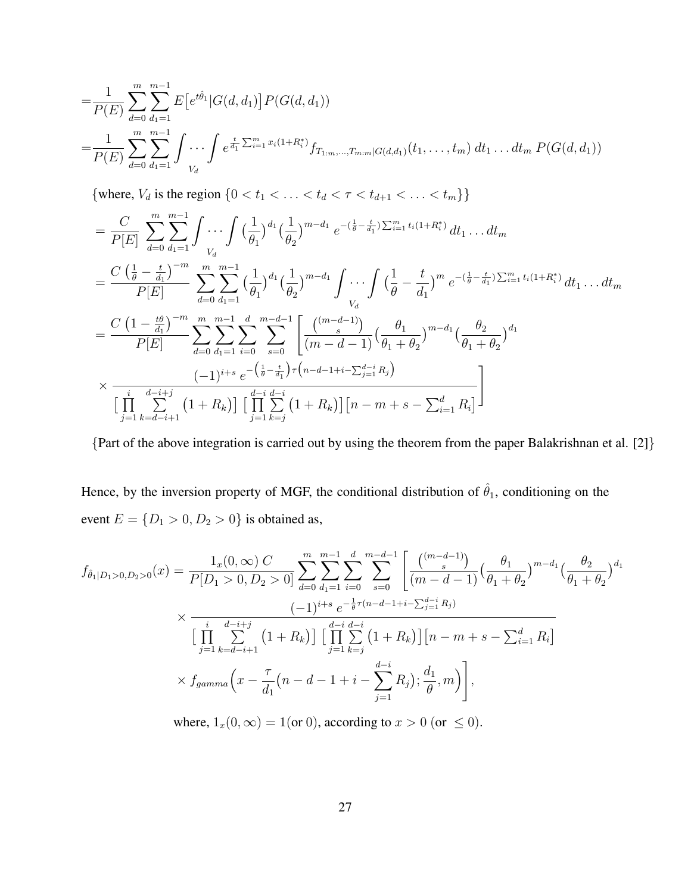$$
\begin{aligned}
=&\frac{1}{P(E)}\sum_{d=0}^{m}\sum_{d_1=1}^{m-1}E\big[e^{t\hat{\theta}_1}|G(d,d_1)\big]P(G(d,d_1))\\
=&\frac{1}{P(E)}\sum_{d=0}^{m}\sum_{d_1=1}^{m-1}\int\cdots\int_{V_d} e^{\frac{t}{d_1}\sum_{i=1}^{m}x_i(1+R_i^*)}f_{T_{1:m},\ldots,T_{m:m}|G(d,d_1)}(t_1,\ldots,t_m)\,dt_1\ldots dt_m\,P(G(d,d_1))
\end{aligned}
$$

{where, $V_d$ is the region $\{0<t_1<\ldots<t_d<\tau<t_{d+1}<\ldots<t_m\}$}

$$
\begin{aligned}
&=\frac{C}{P[E]}\sum_{d=0}^{m}\sum_{d_1=1}^{m-1}\int\cdots\int_{V_d}\big(\frac{1}{\theta_1}\big)^{d_1}\big(\frac{1}{\theta_2}\big)^{m-d_1}\,e^{-(\frac{1}{\theta}-\frac{t}{d_1})\sum_{i=1}^{m}t_i(1+R_i^*)}\,dt_1\ldots dt_m\\
&=\frac{C\,\big(\frac{1}{\theta}-\frac{t}{d_1}\big)^{-m}}{P[E]}\sum_{d=0}^{m}\sum_{d_1=1}^{m-1}\big(\frac{1}{\theta_1}\big)^{d_1}\big(\frac{1}{\theta_2}\big)^{m-d_1}\int\cdots\int_{V_d}\big(\frac{1}{\theta}-\frac{t}{d_1}\big)^{m}\,e^{-(\frac{1}{\theta}-\frac{t}{d_1})\sum_{i=1}^{m}t_i(1+R_i^*)}\,dt_1\ldots dt_m\\
&=\frac{C\,\big(1-\frac{t\theta}{d_1}\big)^{-m}}{P[E]}\sum_{d=0}^{m}\sum_{d_1=1}^{m-1}\sum_{i=0}^{d}\sum_{s=0}^{m-d-1}\Bigg[\frac{\binom{(m-d-1)}{s}}{(m-d-1)}\big(\frac{\theta_1}{\theta_1+\theta_2}\big)^{m-d_1}\big(\frac{\theta_2}{\theta_1+\theta_2}\big)^{d_1}\\
&\quad\times\frac{(-1)^{i+s}\,e^{-\left(\frac{1}{\theta}-\frac{t}{d_1}\right)\tau\left(n-d-1+i-\sum_{j=1}^{d-i}R_j\right)}}{\big[\prod_{j=1}^{i}\sum_{k=d-i+1}^{d-i+j}\big(1+R_k\big)\big]\,\big[\prod_{j=1}^{d-i}\sum_{k=j}^{d-i}\big(1+R_k\big)\big]\big[n-m+s-\sum_{i=1}^{d}R_i\big]}\Bigg]
\end{aligned}
$$

{Part of the above integration is carried out by using the theorem from the paper Balakrishnan et al. [2]}

Hence, by the inversion property of MGF, the conditional distribution of $\hat{\theta}_1$, conditioning on the event $E=\{D_1>0,D_2>0\}$ is obtained as,

$$
\begin{aligned}
f_{\hat{\theta}_1|D_1>0,D_2>0}(x)=&\frac{1_x(0,\infty)\,C}{P[D_1>0,D_2>0]}\sum_{d=0}^{m}\sum_{d_1=1}^{m-1}\sum_{i=0}^{d}\sum_{s=0}^{m-d-1}\Bigg[\frac{\binom{(m-d-1)}{s}}{(m-d-1)}\big(\frac{\theta_1}{\theta_1+\theta_2}\big)^{m-d_1}\big(\frac{\theta_2}{\theta_1+\theta_2}\big)^{d_1}\\
&\times\frac{(-1)^{i+s}\,e^{-\frac{1}{\theta}\tau(n-d-1+i-\sum_{j=1}^{d-i}R_j)}}{\big[\prod_{j=1}^{i}\sum_{k=d-i+1}^{d-i+j}\big(1+R_k\big)\big]\,\big[\prod_{j=1}^{d-i}\sum_{k=j}^{d-i}\big(1+R_k\big)\big]\big[n-m+s-\sum_{i=1}^{d}R_i\big]}\\
&\times f_{gamma}\Big(x-\frac{\tau}{d_1}\big(n-d-1+i-\sum_{j=1}^{d-i}R_j\big);\frac{d_1}{\theta},m\Big)\Bigg],
\end{aligned}
$$

where, $1_x(0,\infty)=1$(or $0$), according to $x>0$ (or $\leq 0$).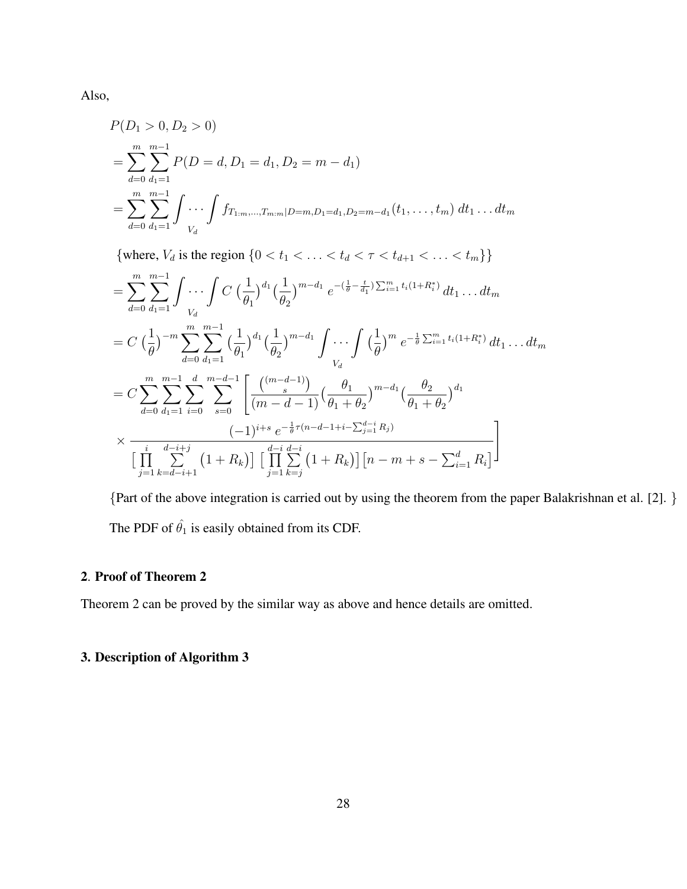Also,

$$
\begin{aligned}
&P(D_1 > 0, D_2 > 0) \\
&= \sum_{d=0}^{m} \sum_{d_1=1}^{m-1} P(D = d, D_1 = d_1, D_2 = m - d_1) \\
&= \sum_{d=0}^{m} \sum_{d_1=1}^{m-1} \int \cdots \int_{V_d} f_{T_{1:m},\ldots,T_{m:m}|D=m,D_1=d_1,D_2=m-d_1}(t_1, \ldots, t_m)\, dt_1 \ldots dt_m
\end{aligned}
$$

$\{$where, $V_d$ is the region $\{0 < t_1 < \ldots < t_d < \tau < t_{d+1} < \ldots < t_m\}\}$

$$
\begin{aligned}
&= \sum_{d=0}^{m} \sum_{d_1=1}^{m-1} \int \cdots \int_{V_d} C\, \big(\frac{1}{\theta_1}\big)^{d_1} \big(\frac{1}{\theta_2}\big)^{m-d_1}\, e^{-(\frac{1}{\theta} - \frac{t}{d_1}) \sum_{i=1}^{m} t_i (1+R_i^*)}\, dt_1 \ldots dt_m \\
&= C\, \big(\frac{1}{\theta}\big)^{-m} \sum_{d=0}^{m} \sum_{d_1=1}^{m-1} \big(\frac{1}{\theta_1}\big)^{d_1} \big(\frac{1}{\theta_2}\big)^{m-d_1} \int \cdots \int_{V_d} \big(\frac{1}{\theta}\big)^{m}\, e^{-\frac{1}{\theta} \sum_{i=1}^{m} t_i (1+R_i^*)}\, dt_1 \ldots dt_m \\
&= C \sum_{d=0}^{m} \sum_{d_1=1}^{m-1} \sum_{i=0}^{d} \sum_{s=0}^{m-d-1} \left[ \frac{\binom{(m-d-1)}{s}}{(m-d-1)} \big(\frac{\theta_1}{\theta_1+\theta_2}\big)^{m-d_1} \big(\frac{\theta_2}{\theta_1+\theta_2}\big)^{d_1} \right. \\
&\quad \left. \times \frac{(-1)^{i+s}\, e^{-\frac{1}{\theta}\tau(n-d-1+i-\sum_{j=1}^{d-i} R_j)}}{\big[\prod_{j=1}^{i} \sum_{k=d-i+1}^{d-i+j} (1+R_k)\big] \big[\prod_{j=1}^{d-i} \sum_{k=j}^{d-i} (1+R_k)\big] \big[n-m+s-\sum_{i=1}^{d} R_i\big]} \right]
\end{aligned}
$$

$\{$Part of the above integration is carried out by using the theorem from the paper Balakrishnan et al. [2]. $\}$

The PDF of $\hat{\theta}_1$ is easily obtained from its CDF.

## 2. Proof of Theorem 2

Theorem 2 can be proved by the similar way as above and hence details are omitted.

## 3. Description of Algorithm 3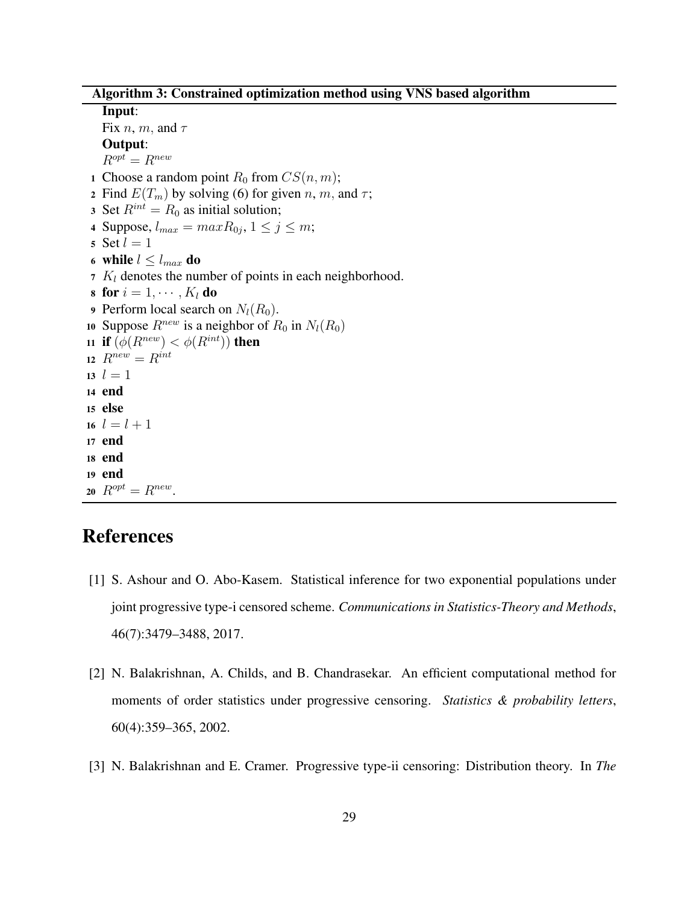**Algorithm 3: Constrained optimization method using VNS based algorithm**

**Input**:

Fix $n$, $m$, and $\tau$

**Output**:

$R^{opt} = R^{new}$

```
1  Choose a random point R_0 from CS(n, m);
2  Find E(T_m) by solving (6) for given n, m, and τ;
3  Set R^int = R_0 as initial solution;
4  Suppose, l_max = max R_0j, 1 ≤ j ≤ m;
5  Set l = 1
6  while l ≤ l_max do
7  K_l denotes the number of points in each neighborhood.
8  for i = 1, ··· , K_l do
9  Perform local search on N_l(R_0).
10 Suppose R^new is a neighbor of R_0 in N_l(R_0)
11 if (φ(R^new) < φ(R^int)) then
12 R^new = R^int
13 l = 1
14 end
15 else
16 l = l + 1
17 end
18 end
19 end
20 R^opt = R^new.
```

# References

[1] S. Ashour and O. Abo-Kasem. Statistical inference for two exponential populations under joint progressive type-i censored scheme. *Communications in Statistics-Theory and Methods*, 46(7):3479–3488, 2017.

[2] N. Balakrishnan, A. Childs, and B. Chandrasekar. An efficient computational method for moments of order statistics under progressive censoring. *Statistics & probability letters*, 60(4):359–365, 2002.

[3] N. Balakrishnan and E. Cramer. Progressive type-ii censoring: Distribution theory. In *The*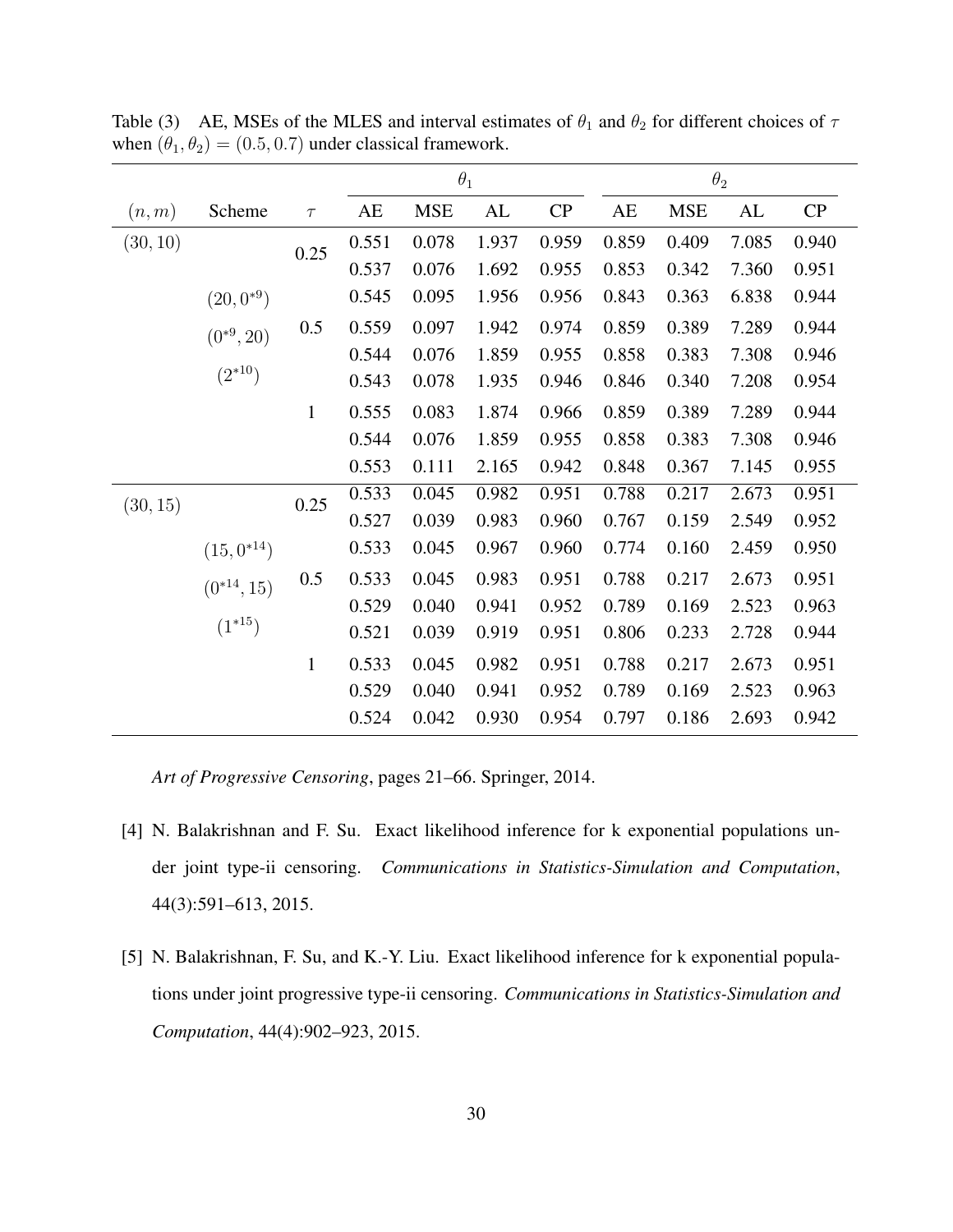Table (3) AE, MSEs of the MLES and interval estimates of $\theta_1$ and $\theta_2$ for different choices of $\tau$ when $(\theta_1, \theta_2) = (0.5, 0.7)$ under classical framework.

| | | | $\theta_1$ | | | | $\theta_2$ | | | |
|---|---|---|---|---|---|---|---|---|---|---|
| $(n, m)$ | Scheme | $\tau$ | AE | MSE | AL | CP | AE | MSE | AL | CP |
| $(30, 10)$ | | 0.25 | 0.551 | 0.078 | 1.937 | 0.959 | 0.859 | 0.409 | 7.085 | 0.940 |
| | | | 0.537 | 0.076 | 1.692 | 0.955 | 0.853 | 0.342 | 7.360 | 0.951 |
| | $(20, 0^{*9})$ | | 0.545 | 0.095 | 1.956 | 0.956 | 0.843 | 0.363 | 6.838 | 0.944 |
| | $(0^{*9}, 20)$ | 0.5 | 0.559 | 0.097 | 1.942 | 0.974 | 0.859 | 0.389 | 7.289 | 0.944 |
| | | | 0.544 | 0.076 | 1.859 | 0.955 | 0.858 | 0.383 | 7.308 | 0.946 |
| | $(2^{*10})$ | | 0.543 | 0.078 | 1.935 | 0.946 | 0.846 | 0.340 | 7.208 | 0.954 |
| | | 1 | 0.555 | 0.083 | 1.874 | 0.966 | 0.859 | 0.389 | 7.289 | 0.944 |
| | | | 0.544 | 0.076 | 1.859 | 0.955 | 0.858 | 0.383 | 7.308 | 0.946 |
| | | | 0.553 | 0.111 | 2.165 | 0.942 | 0.848 | 0.367 | 7.145 | 0.955 |
| $(30, 15)$ | | 0.25 | 0.533 | 0.045 | 0.982 | 0.951 | 0.788 | 0.217 | 2.673 | 0.951 |
| | | | 0.527 | 0.039 | 0.983 | 0.960 | 0.767 | 0.159 | 2.549 | 0.952 |
| | $(15, 0^{*14})$ | | 0.533 | 0.045 | 0.967 | 0.960 | 0.774 | 0.160 | 2.459 | 0.950 |
| | $(0^{*14}, 15)$ | 0.5 | 0.533 | 0.045 | 0.983 | 0.951 | 0.788 | 0.217 | 2.673 | 0.951 |
| | | | 0.529 | 0.040 | 0.941 | 0.952 | 0.789 | 0.169 | 2.523 | 0.963 |
| | $(1^{*15})$ | | 0.521 | 0.039 | 0.919 | 0.951 | 0.806 | 0.233 | 2.728 | 0.944 |
| | | 1 | 0.533 | 0.045 | 0.982 | 0.951 | 0.788 | 0.217 | 2.673 | 0.951 |
| | | | 0.529 | 0.040 | 0.941 | 0.952 | 0.789 | 0.169 | 2.523 | 0.963 |
| | | | 0.524 | 0.042 | 0.930 | 0.954 | 0.797 | 0.186 | 2.693 | 0.942 |

*Art of Progressive Censoring*, pages 21–66. Springer, 2014.

[4] N. Balakrishnan and F. Su. Exact likelihood inference for k exponential populations under joint type-ii censoring. *Communications in Statistics-Simulation and Computation*, 44(3):591–613, 2015.

[5] N. Balakrishnan, F. Su, and K.-Y. Liu. Exact likelihood inference for k exponential populations under joint progressive type-ii censoring. *Communications in Statistics-Simulation and Computation*, 44(4):902–923, 2015.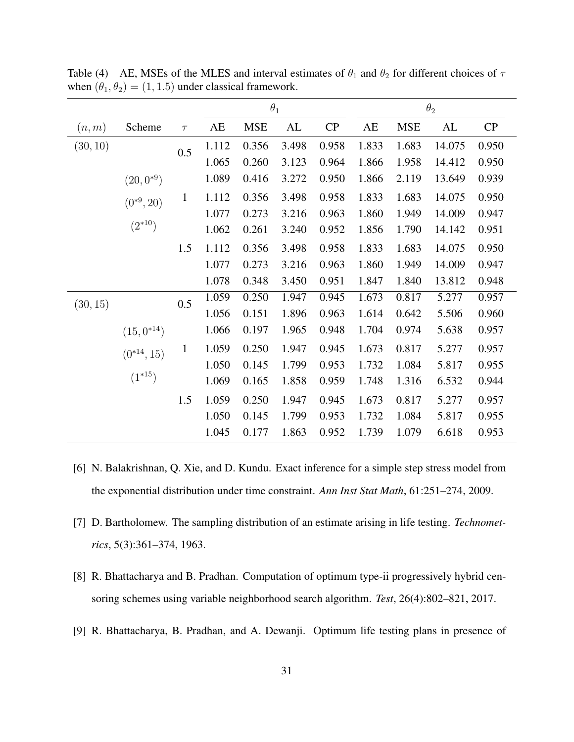Table (4) AE, MSEs of the MLES and interval estimates of $\theta_1$ and $\theta_2$ for different choices of $\tau$ when $(\theta_1, \theta_2) = (1, 1.5)$ under classical framework.

| | | | $\theta_1$ | | | | $\theta_2$ | | | |
|---|---|---|---|---|---|---|---|---|---|---|
| $(n, m)$ | Scheme | $\tau$ | AE | MSE | AL | CP | AE | MSE | AL | CP |
| $(30, 10)$ | | 0.5 | 1.112 | 0.356 | 3.498 | 0.958 | 1.833 | 1.683 | 14.075 | 0.950 |
| | | | 1.065 | 0.260 | 3.123 | 0.964 | 1.866 | 1.958 | 14.412 | 0.950 |
| | $(20, 0^{*9})$ | | 1.089 | 0.416 | 3.272 | 0.950 | 1.866 | 2.119 | 13.649 | 0.939 |
| | $(0^{*9}, 20)$ | 1 | 1.112 | 0.356 | 3.498 | 0.958 | 1.833 | 1.683 | 14.075 | 0.950 |
| | | | 1.077 | 0.273 | 3.216 | 0.963 | 1.860 | 1.949 | 14.009 | 0.947 |
| | $(2^{*10})$ | | 1.062 | 0.261 | 3.240 | 0.952 | 1.856 | 1.790 | 14.142 | 0.951 |
| | | 1.5 | 1.112 | 0.356 | 3.498 | 0.958 | 1.833 | 1.683 | 14.075 | 0.950 |
| | | | 1.077 | 0.273 | 3.216 | 0.963 | 1.860 | 1.949 | 14.009 | 0.947 |
| | | | 1.078 | 0.348 | 3.450 | 0.951 | 1.847 | 1.840 | 13.812 | 0.948 |
| $(30, 15)$ | | 0.5 | 1.059 | 0.250 | 1.947 | 0.945 | 1.673 | 0.817 | 5.277 | 0.957 |
| | | | 1.056 | 0.151 | 1.896 | 0.963 | 1.614 | 0.642 | 5.506 | 0.960 |
| | $(15, 0^{*14})$ | | 1.066 | 0.197 | 1.965 | 0.948 | 1.704 | 0.974 | 5.638 | 0.957 |
| | $(0^{*14}, 15)$ | 1 | 1.059 | 0.250 | 1.947 | 0.945 | 1.673 | 0.817 | 5.277 | 0.957 |
| | | | 1.050 | 0.145 | 1.799 | 0.953 | 1.732 | 1.084 | 5.817 | 0.955 |
| | $(1^{*15})$ | | 1.069 | 0.165 | 1.858 | 0.959 | 1.748 | 1.316 | 6.532 | 0.944 |
| | | 1.5 | 1.059 | 0.250 | 1.947 | 0.945 | 1.673 | 0.817 | 5.277 | 0.957 |
| | | | 1.050 | 0.145 | 1.799 | 0.953 | 1.732 | 1.084 | 5.817 | 0.955 |
| | | | 1.045 | 0.177 | 1.863 | 0.952 | 1.739 | 1.079 | 6.618 | 0.953 |

[6] N. Balakrishnan, Q. Xie, and D. Kundu. Exact inference for a simple step stress model from the exponential distribution under time constraint. *Ann Inst Stat Math*, 61:251–274, 2009.

[7] D. Bartholomew. The sampling distribution of an estimate arising in life testing. *Technometrics*, 5(3):361–374, 1963.

[8] R. Bhattacharya and B. Pradhan. Computation of optimum type-ii progressively hybrid censoring schemes using variable neighborhood search algorithm. *Test*, 26(4):802–821, 2017.

[9] R. Bhattacharya, B. Pradhan, and A. Dewanji. Optimum life testing plans in presence of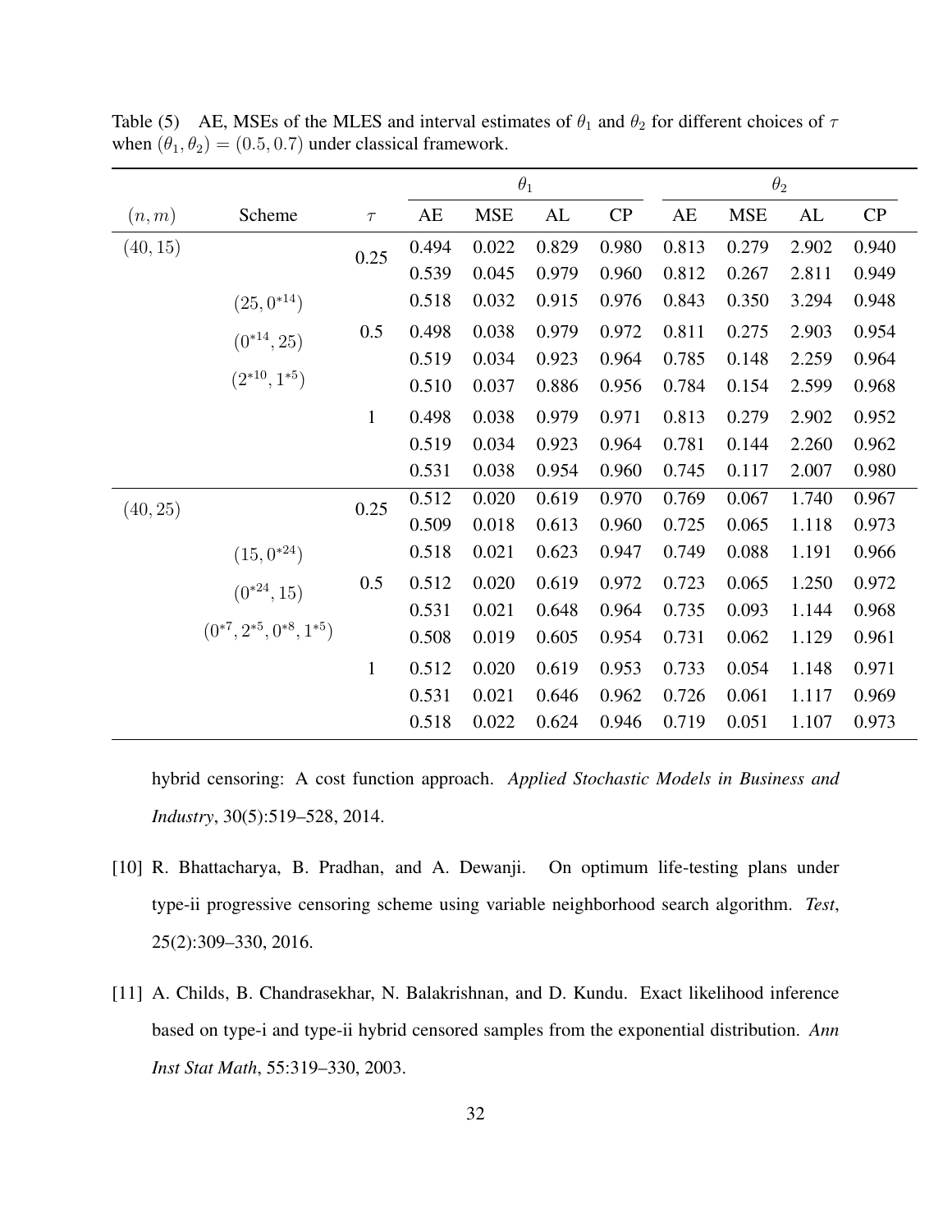Table (5) AE, MSEs of the MLES and interval estimates of $\theta_1$ and $\theta_2$ for different choices of $\tau$ when $(\theta_1, \theta_2) = (0.5, 0.7)$ under classical framework.

| $(n, m)$ | Scheme | $\tau$ | $\theta_1$ | | | | $\theta_2$ | | | |
|---|---|---|---|---|---|---|---|---|---|---|
| | | | AE | MSE | AL | CP | AE | MSE | AL | CP |
| $(40, 15)$ | | 0.25 | 0.494 | 0.022 | 0.829 | 0.980 | 0.813 | 0.279 | 2.902 | 0.940 |
| | | | 0.539 | 0.045 | 0.979 | 0.960 | 0.812 | 0.267 | 2.811 | 0.949 |
| | $(25, 0^{*14})$ | | 0.518 | 0.032 | 0.915 | 0.976 | 0.843 | 0.350 | 3.294 | 0.948 |
| | $(0^{*14}, 25)$ | 0.5 | 0.498 | 0.038 | 0.979 | 0.972 | 0.811 | 0.275 | 2.903 | 0.954 |
| | | | 0.519 | 0.034 | 0.923 | 0.964 | 0.785 | 0.148 | 2.259 | 0.964 |
| | $(2^{*10}, 1^{*5})$ | | 0.510 | 0.037 | 0.886 | 0.956 | 0.784 | 0.154 | 2.599 | 0.968 |
| | | 1 | 0.498 | 0.038 | 0.979 | 0.971 | 0.813 | 0.279 | 2.902 | 0.952 |
| | | | 0.519 | 0.034 | 0.923 | 0.964 | 0.781 | 0.144 | 2.260 | 0.962 |
| | | | 0.531 | 0.038 | 0.954 | 0.960 | 0.745 | 0.117 | 2.007 | 0.980 |
| $(40, 25)$ | | 0.25 | 0.512 | 0.020 | 0.619 | 0.970 | 0.769 | 0.067 | 1.740 | 0.967 |
| | | | 0.509 | 0.018 | 0.613 | 0.960 | 0.725 | 0.065 | 1.118 | 0.973 |
| | $(15, 0^{*24})$ | | 0.518 | 0.021 | 0.623 | 0.947 | 0.749 | 0.088 | 1.191 | 0.966 |
| | $(0^{*24}, 15)$ | 0.5 | 0.512 | 0.020 | 0.619 | 0.972 | 0.723 | 0.065 | 1.250 | 0.972 |
| | | | 0.531 | 0.021 | 0.648 | 0.964 | 0.735 | 0.093 | 1.144 | 0.968 |
| | $(0^{*7}, 2^{*5}, 0^{*8}, 1^{*5})$ | | 0.508 | 0.019 | 0.605 | 0.954 | 0.731 | 0.062 | 1.129 | 0.961 |
| | | 1 | 0.512 | 0.020 | 0.619 | 0.953 | 0.733 | 0.054 | 1.148 | 0.971 |
| | | | 0.531 | 0.021 | 0.646 | 0.962 | 0.726 | 0.061 | 1.117 | 0.969 |
| | | | 0.518 | 0.022 | 0.624 | 0.946 | 0.719 | 0.051 | 1.107 | 0.973 |

hybrid censoring: A cost function approach. *Applied Stochastic Models in Business and Industry*, 30(5):519–528, 2014.

[10] R. Bhattacharya, B. Pradhan, and A. Dewanji. On optimum life-testing plans under type-ii progressive censoring scheme using variable neighborhood search algorithm. *Test*, 25(2):309–330, 2016.

[11] A. Childs, B. Chandrasekhar, N. Balakrishnan, and D. Kundu. Exact likelihood inference based on type-i and type-ii hybrid censored samples from the exponential distribution. *Ann Inst Stat Math*, 55:319–330, 2003.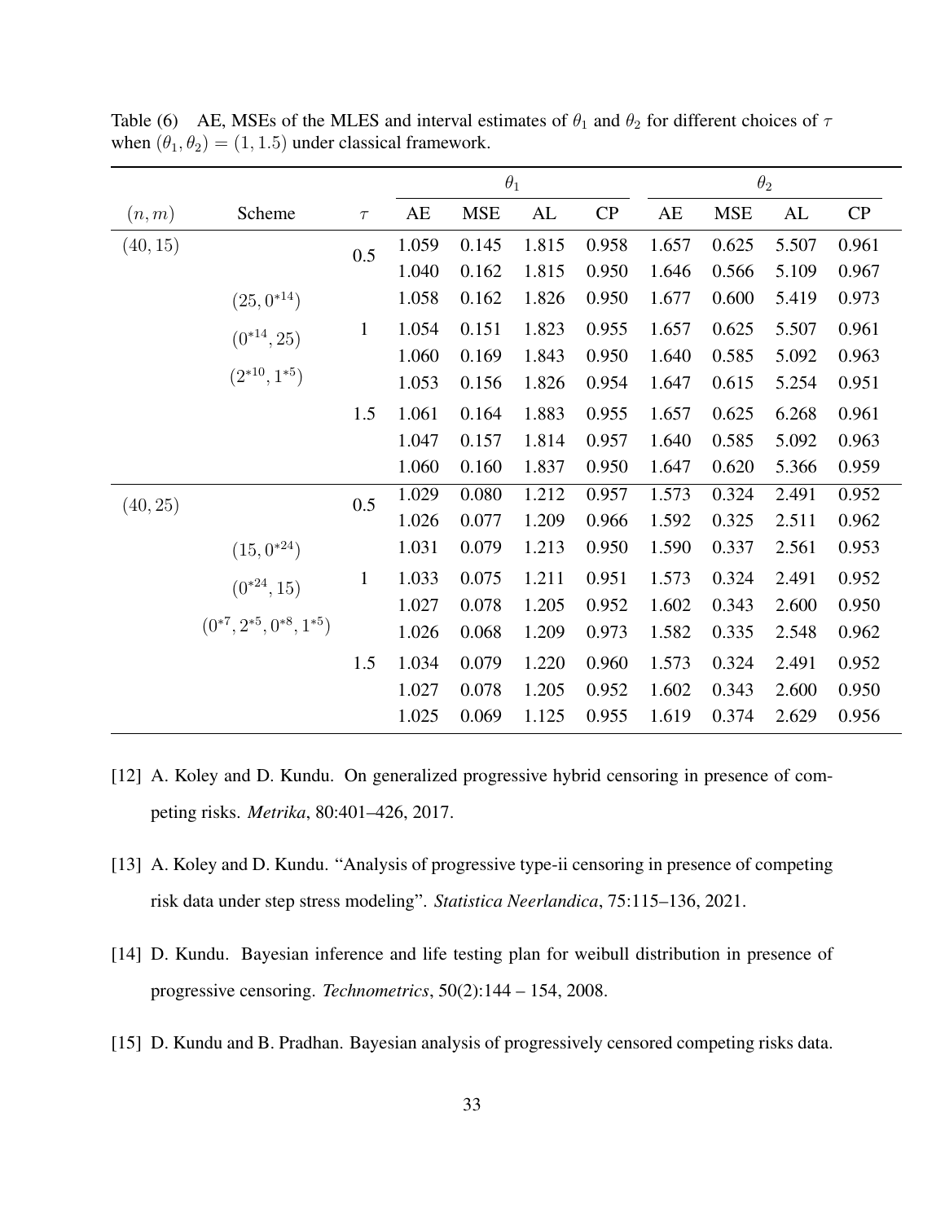Table (6) AE, MSEs of the MLES and interval estimates of $\theta_1$ and $\theta_2$ for different choices of $\tau$ when $(\theta_1, \theta_2) = (1, 1.5)$ under classical framework.

| | | | $\theta_1$ | | | | $\theta_2$ | | | |
|---|---|---|---|---|---|---|---|---|---|---|
| $(n, m)$ | Scheme | $\tau$ | AE | MSE | AL | CP | AE | MSE | AL | CP |
| $(40, 15)$ | | 0.5 | 1.059 | 0.145 | 1.815 | 0.958 | 1.657 | 0.625 | 5.507 | 0.961 |
| | | | 1.040 | 0.162 | 1.815 | 0.950 | 1.646 | 0.566 | 5.109 | 0.967 |
| | $(25, 0^{*14})$ | | 1.058 | 0.162 | 1.826 | 0.950 | 1.677 | 0.600 | 5.419 | 0.973 |
| | $(0^{*14}, 25)$ | 1 | 1.054 | 0.151 | 1.823 | 0.955 | 1.657 | 0.625 | 5.507 | 0.961 |
| | | | 1.060 | 0.169 | 1.843 | 0.950 | 1.640 | 0.585 | 5.092 | 0.963 |
| | $(2^{*10}, 1^{*5})$ | | 1.053 | 0.156 | 1.826 | 0.954 | 1.647 | 0.615 | 5.254 | 0.951 |
| | | 1.5 | 1.061 | 0.164 | 1.883 | 0.955 | 1.657 | 0.625 | 6.268 | 0.961 |
| | | | 1.047 | 0.157 | 1.814 | 0.957 | 1.640 | 0.585 | 5.092 | 0.963 |
| | | | 1.060 | 0.160 | 1.837 | 0.950 | 1.647 | 0.620 | 5.366 | 0.959 |
| $(40, 25)$ | | 0.5 | 1.029 | 0.080 | 1.212 | 0.957 | 1.573 | 0.324 | 2.491 | 0.952 |
| | | | 1.026 | 0.077 | 1.209 | 0.966 | 1.592 | 0.325 | 2.511 | 0.962 |
| | $(15, 0^{*24})$ | | 1.031 | 0.079 | 1.213 | 0.950 | 1.590 | 0.337 | 2.561 | 0.953 |
| | $(0^{*24}, 15)$ | 1 | 1.033 | 0.075 | 1.211 | 0.951 | 1.573 | 0.324 | 2.491 | 0.952 |
| | | | 1.027 | 0.078 | 1.205 | 0.952 | 1.602 | 0.343 | 2.600 | 0.950 |
| | $(0^{*7}, 2^{*5}, 0^{*8}, 1^{*5})$ | | 1.026 | 0.068 | 1.209 | 0.973 | 1.582 | 0.335 | 2.548 | 0.962 |
| | | 1.5 | 1.034 | 0.079 | 1.220 | 0.960 | 1.573 | 0.324 | 2.491 | 0.952 |
| | | | 1.027 | 0.078 | 1.205 | 0.952 | 1.602 | 0.343 | 2.600 | 0.950 |
| | | | 1.025 | 0.069 | 1.125 | 0.955 | 1.619 | 0.374 | 2.629 | 0.956 |

[12] A. Koley and D. Kundu. On generalized progressive hybrid censoring in presence of competing risks. *Metrika*, 80:401–426, 2017.

[13] A. Koley and D. Kundu. "Analysis of progressive type-ii censoring in presence of competing risk data under step stress modeling". *Statistica Neerlandica*, 75:115–136, 2021.

[14] D. Kundu. Bayesian inference and life testing plan for weibull distribution in presence of progressive censoring. *Technometrics*, 50(2):144 – 154, 2008.

[15] D. Kundu and B. Pradhan. Bayesian analysis of progressively censored competing risks data.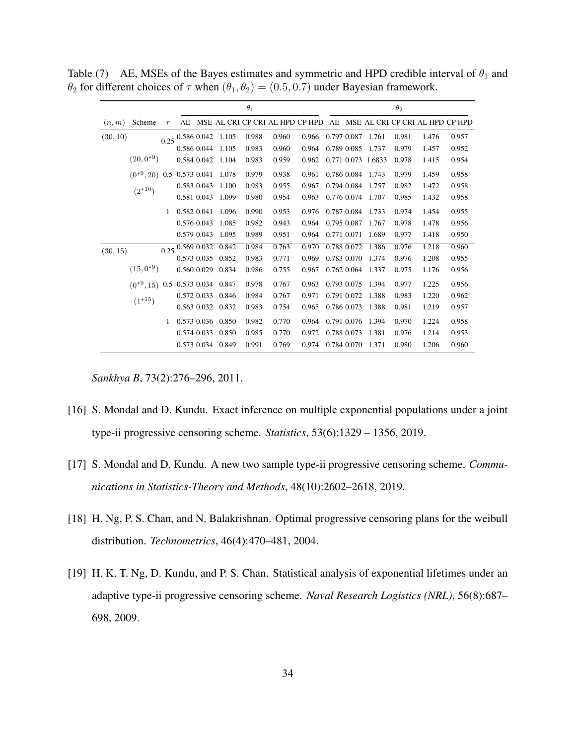Table (7) AE, MSEs of the Bayes estimates and symmetric and HPD credible interval of $\theta_1$ and $\theta_2$ for different choices of $\tau$ when $(\theta_1, \theta_2) = (0.5, 0.7)$ under Bayesian framework.

| | | | $\theta_1$ | | | | | | $\theta_2$ | | | | | |
|---|---|---|---|---|---|---|---|---|---|---|---|---|---|---|
| $(n, m)$ | Scheme | $\tau$ | AE | MSE | AL CRI | CP CRI | AL HPD | CP HPD | AE | MSE | AL CRI | CP CRI | AL HPD | CP HPD |
| $(30, 10)$ | | 0.25 | 0.586 | 0.042 | 1.105 | 0.988 | 0.960 | 0.966 | 0.797 | 0.087 | 1.761 | 0.981 | 1.476 | 0.957 |
| | | | 0.586 | 0.044 | 1.105 | 0.983 | 0.960 | 0.964 | 0.789 | 0.085 | 1.737 | 0.979 | 1.457 | 0.952 |
| | $(20, 0^{*9})$ | | 0.584 | 0.042 | 1.104 | 0.983 | 0.959 | 0.962 | 0.771 | 0.073 | 1.6833 | 0.978 | 1.415 | 0.954 |
| | $(0^{*9}, 20)$ | 0.5 | 0.573 | 0.041 | 1.078 | 0.979 | 0.938 | 0.961 | 0.786 | 0.084 | 1.743 | 0.979 | 1.459 | 0.958 |
| | $(2^{*10})$ | | 0.583 | 0.043 | 1.100 | 0.983 | 0.955 | 0.967 | 0.794 | 0.084 | 1.757 | 0.982 | 1.472 | 0.958 |
| | | | 0.581 | 0.043 | 1.099 | 0.980 | 0.954 | 0.963 | 0.776 | 0.074 | 1.707 | 0.985 | 1.432 | 0.958 |
| | | 1 | 0.582 | 0.041 | 1.096 | 0.990 | 0.953 | 0.976 | 0.787 | 0.084 | 1.733 | 0.974 | 1.454 | 0.955 |
| | | | 0.576 | 0.043 | 1.085 | 0.982 | 0.943 | 0.964 | 0.795 | 0.087 | 1.767 | 0.978 | 1.478 | 0.956 |
| | | | 0.579 | 0.043 | 1.095 | 0.989 | 0.951 | 0.964 | 0.771 | 0.071 | 1.689 | 0.977 | 1.418 | 0.950 |
| $(30, 15)$ | | 0.25 | 0.569 | 0.032 | 0.842 | 0.984 | 0.763 | 0.970 | 0.788 | 0.072 | 1.386 | 0.976 | 1.218 | 0.960 |
| | | | 0.573 | 0.035 | 0.852 | 0.983 | 0.771 | 0.969 | 0.783 | 0.070 | 1.374 | 0.976 | 1.208 | 0.955 |
| | $(15, 0^{*9})$ | | 0.560 | 0.029 | 0.834 | 0.986 | 0.755 | 0.967 | 0.762 | 0.064 | 1.337 | 0.975 | 1.176 | 0.956 |
| | $(0^{*9}, 15)$ | 0.5 | 0.573 | 0.034 | 0.847 | 0.978 | 0.767 | 0.963 | 0.793 | 0.075 | 1.394 | 0.977 | 1.225 | 0.956 |
| | $(1^{*15})$ | | 0.572 | 0.033 | 0.846 | 0.984 | 0.767 | 0.971 | 0.791 | 0.072 | 1.388 | 0.983 | 1.220 | 0.962 |
| | | | 0.563 | 0.032 | 0.832 | 0.983 | 0.754 | 0.965 | 0.786 | 0.073 | 1.388 | 0.981 | 1.219 | 0.957 |
| | | 1 | 0.573 | 0.036 | 0.850 | 0.982 | 0.770 | 0.964 | 0.791 | 0.076 | 1.394 | 0.970 | 1.224 | 0.958 |
| | | | 0.574 | 0.033 | 0.850 | 0.985 | 0.770 | 0.972 | 0.788 | 0.073 | 1.381 | 0.976 | 1.214 | 0.953 |
| | | | 0.573 | 0.034 | 0.849 | 0.991 | 0.769 | 0.974 | 0.784 | 0.070 | 1.371 | 0.980 | 1.206 | 0.960 |

*Sankhya B*, 73(2):276–296, 2011.

[16] S. Mondal and D. Kundu. Exact inference on multiple exponential populations under a joint type-ii progressive censoring scheme. *Statistics*, 53(6):1329 – 1356, 2019.

[17] S. Mondal and D. Kundu. A new two sample type-ii progressive censoring scheme. *Communications in Statistics-Theory and Methods*, 48(10):2602–2618, 2019.

[18] H. Ng, P. S. Chan, and N. Balakrishnan. Optimal progressive censoring plans for the weibull distribution. *Technometrics*, 46(4):470–481, 2004.

[19] H. K. T. Ng, D. Kundu, and P. S. Chan. Statistical analysis of exponential lifetimes under an adaptive type-ii progressive censoring scheme. *Naval Research Logistics (NRL)*, 56(8):687–698, 2009.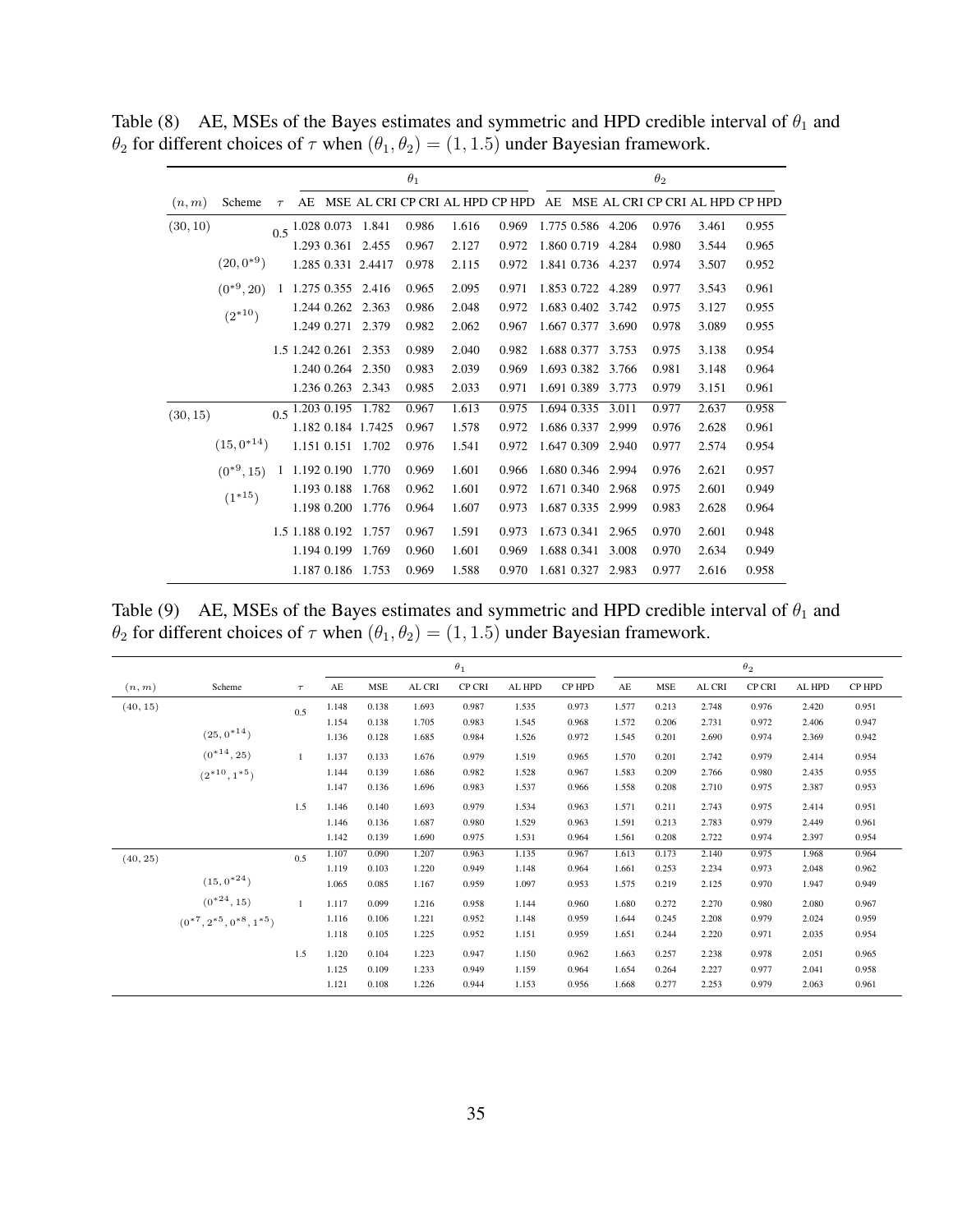Table (8) AE, MSEs of the Bayes estimates and symmetric and HPD credible interval of $\theta_1$ and $\theta_2$ for different choices of $\tau$ when $(\theta_1, \theta_2) = (1, 1.5)$ under Bayesian framework.

| | | | $\theta_1$ | | | | | | $\theta_2$ | | | | | |
|---|---|---|---|---|---|---|---|---|---|---|---|---|---|---|
| $(n, m)$ | Scheme | $\tau$ | AE | MSE | AL CRI | CP CRI | AL HPD | CP HPD | AE | MSE | AL CRI | CP CRI | AL HPD | CP HPD |
| $(30, 10)$ | | 0.5 | 1.028 | 0.073 | 1.841 | 0.986 | 1.616 | 0.969 | 1.775 | 0.586 | 4.206 | 0.976 | 3.461 | 0.955 |
| | | | 1.293 | 0.361 | 2.455 | 0.967 | 2.127 | 0.972 | 1.860 | 0.719 | 4.284 | 0.980 | 3.544 | 0.965 |
| | $(20, 0^{*9})$ | | 1.285 | 0.331 | 2.4417 | 0.978 | 2.115 | 0.972 | 1.841 | 0.736 | 4.237 | 0.974 | 3.507 | 0.952 |
| | $(0^{*9}, 20)$ | 1 | 1.275 | 0.355 | 2.416 | 0.965 | 2.095 | 0.971 | 1.853 | 0.722 | 4.289 | 0.977 | 3.543 | 0.961 |
| | $(2^{*10})$ | | 1.244 | 0.262 | 2.363 | 0.986 | 2.048 | 0.972 | 1.683 | 0.402 | 3.742 | 0.975 | 3.127 | 0.955 |
| | | | 1.249 | 0.271 | 2.379 | 0.982 | 2.062 | 0.967 | 1.667 | 0.377 | 3.690 | 0.978 | 3.089 | 0.955 |
| | | 1.5 | 1.242 | 0.261 | 2.353 | 0.989 | 2.040 | 0.982 | 1.688 | 0.377 | 3.753 | 0.975 | 3.138 | 0.954 |
| | | | 1.240 | 0.264 | 2.350 | 0.983 | 2.039 | 0.969 | 1.693 | 0.382 | 3.766 | 0.981 | 3.148 | 0.964 |
| | | | 1.236 | 0.263 | 2.343 | 0.985 | 2.033 | 0.971 | 1.691 | 0.389 | 3.773 | 0.979 | 3.151 | 0.961 |
| $(30, 15)$ | | 0.5 | 1.203 | 0.195 | 1.782 | 0.967 | 1.613 | 0.975 | 1.694 | 0.335 | 3.011 | 0.977 | 2.637 | 0.958 |
| | | | 1.182 | 0.184 | 1.7425 | 0.967 | 1.578 | 0.972 | 1.686 | 0.337 | 2.999 | 0.976 | 2.628 | 0.961 |
| | $(15, 0^{*14})$ | | 1.151 | 0.151 | 1.702 | 0.976 | 1.541 | 0.972 | 1.647 | 0.309 | 2.940 | 0.977 | 2.574 | 0.954 |
| | $(0^{*9}, 15)$ | 1 | 1.192 | 0.190 | 1.770 | 0.969 | 1.601 | 0.966 | 1.680 | 0.346 | 2.994 | 0.976 | 2.621 | 0.957 |
| | $(1^{*15})$ | | 1.193 | 0.188 | 1.768 | 0.962 | 1.601 | 0.972 | 1.671 | 0.340 | 2.968 | 0.975 | 2.601 | 0.949 |
| | | | 1.198 | 0.200 | 1.776 | 0.964 | 1.607 | 0.973 | 1.687 | 0.335 | 2.999 | 0.983 | 2.628 | 0.964 |
| | | 1.5 | 1.188 | 0.192 | 1.757 | 0.967 | 1.591 | 0.973 | 1.673 | 0.341 | 2.965 | 0.970 | 2.601 | 0.948 |
| | | | 1.194 | 0.199 | 1.769 | 0.960 | 1.601 | 0.969 | 1.688 | 0.341 | 3.008 | 0.970 | 2.634 | 0.949 |
| | | | 1.187 | 0.186 | 1.753 | 0.969 | 1.588 | 0.970 | 1.681 | 0.327 | 2.983 | 0.977 | 2.616 | 0.958 |

Table (9) AE, MSEs of the Bayes estimates and symmetric and HPD credible interval of $\theta_1$ and $\theta_2$ for different choices of $\tau$ when $(\theta_1, \theta_2) = (1, 1.5)$ under Bayesian framework.

| | | | $\theta_1$ | | | | | | $\theta_2$ | | | | | |
|---|---|---|---|---|---|---|---|---|---|---|---|---|---|---|
| $(n, m)$ | Scheme | $\tau$ | AE | MSE | AL CRI | CP CRI | AL HPD | CP HPD | AE | MSE | AL CRI | CP CRI | AL HPD | CP HPD |
| $(40, 15)$ | | 0.5 | 1.148 | 0.138 | 1.693 | 0.987 | 1.535 | 0.973 | 1.577 | 0.213 | 2.748 | 0.976 | 2.420 | 0.951 |
| | | | 1.154 | 0.138 | 1.705 | 0.983 | 1.545 | 0.968 | 1.572 | 0.206 | 2.731 | 0.972 | 2.406 | 0.947 |
| | $(25, 0^{*14})$ | | 1.136 | 0.128 | 1.685 | 0.984 | 1.526 | 0.972 | 1.545 | 0.201 | 2.690 | 0.974 | 2.369 | 0.942 |
| | $(0^{*14}, 25)$ | 1 | 1.137 | 0.133 | 1.676 | 0.979 | 1.519 | 0.965 | 1.570 | 0.201 | 2.742 | 0.979 | 2.414 | 0.954 |
| | $(2^{*10}, 1^{*5})$ | | 1.144 | 0.139 | 1.686 | 0.982 | 1.528 | 0.967 | 1.583 | 0.209 | 2.766 | 0.980 | 2.435 | 0.955 |
| | | | 1.147 | 0.136 | 1.696 | 0.983 | 1.537 | 0.966 | 1.558 | 0.208 | 2.710 | 0.975 | 2.387 | 0.953 |
| | | 1.5 | 1.146 | 0.140 | 1.693 | 0.979 | 1.534 | 0.963 | 1.571 | 0.211 | 2.743 | 0.975 | 2.414 | 0.951 |
| | | | 1.146 | 0.136 | 1.687 | 0.980 | 1.529 | 0.963 | 1.591 | 0.213 | 2.783 | 0.979 | 2.449 | 0.961 |
| | | | 1.142 | 0.139 | 1.690 | 0.975 | 1.531 | 0.964 | 1.561 | 0.208 | 2.722 | 0.974 | 2.397 | 0.954 |
| $(40, 25)$ | | 0.5 | 1.107 | 0.090 | 1.207 | 0.963 | 1.135 | 0.967 | 1.613 | 0.173 | 2.140 | 0.975 | 1.968 | 0.964 |
| | | | 1.119 | 0.103 | 1.220 | 0.949 | 1.148 | 0.964 | 1.661 | 0.253 | 2.234 | 0.973 | 2.048 | 0.962 |
| | $(15, 0^{*24})$ | | 1.065 | 0.085 | 1.167 | 0.959 | 1.097 | 0.953 | 1.575 | 0.219 | 2.125 | 0.970 | 1.947 | 0.949 |
| | $(0^{*24}, 15)$ | 1 | 1.117 | 0.099 | 1.216 | 0.958 | 1.144 | 0.960 | 1.680 | 0.272 | 2.270 | 0.980 | 2.080 | 0.967 |
| | $(0^{*7}, 2^{*5}, 0^{*8}, 1^{*5})$ | | 1.116 | 0.106 | 1.221 | 0.952 | 1.148 | 0.959 | 1.644 | 0.245 | 2.208 | 0.979 | 2.024 | 0.959 |
| | | | 1.118 | 0.105 | 1.225 | 0.952 | 1.151 | 0.959 | 1.651 | 0.244 | 2.220 | 0.971 | 2.035 | 0.954 |
| | | 1.5 | 1.120 | 0.104 | 1.223 | 0.947 | 1.150 | 0.962 | 1.663 | 0.257 | 2.238 | 0.978 | 2.051 | 0.965 |
| | | | 1.125 | 0.109 | 1.233 | 0.949 | 1.159 | 0.964 | 1.654 | 0.264 | 2.227 | 0.977 | 2.041 | 0.958 |
| | | | 1.121 | 0.108 | 1.226 | 0.944 | 1.153 | 0.956 | 1.668 | 0.277 | 2.253 | 0.979 | 2.063 | 0.961 |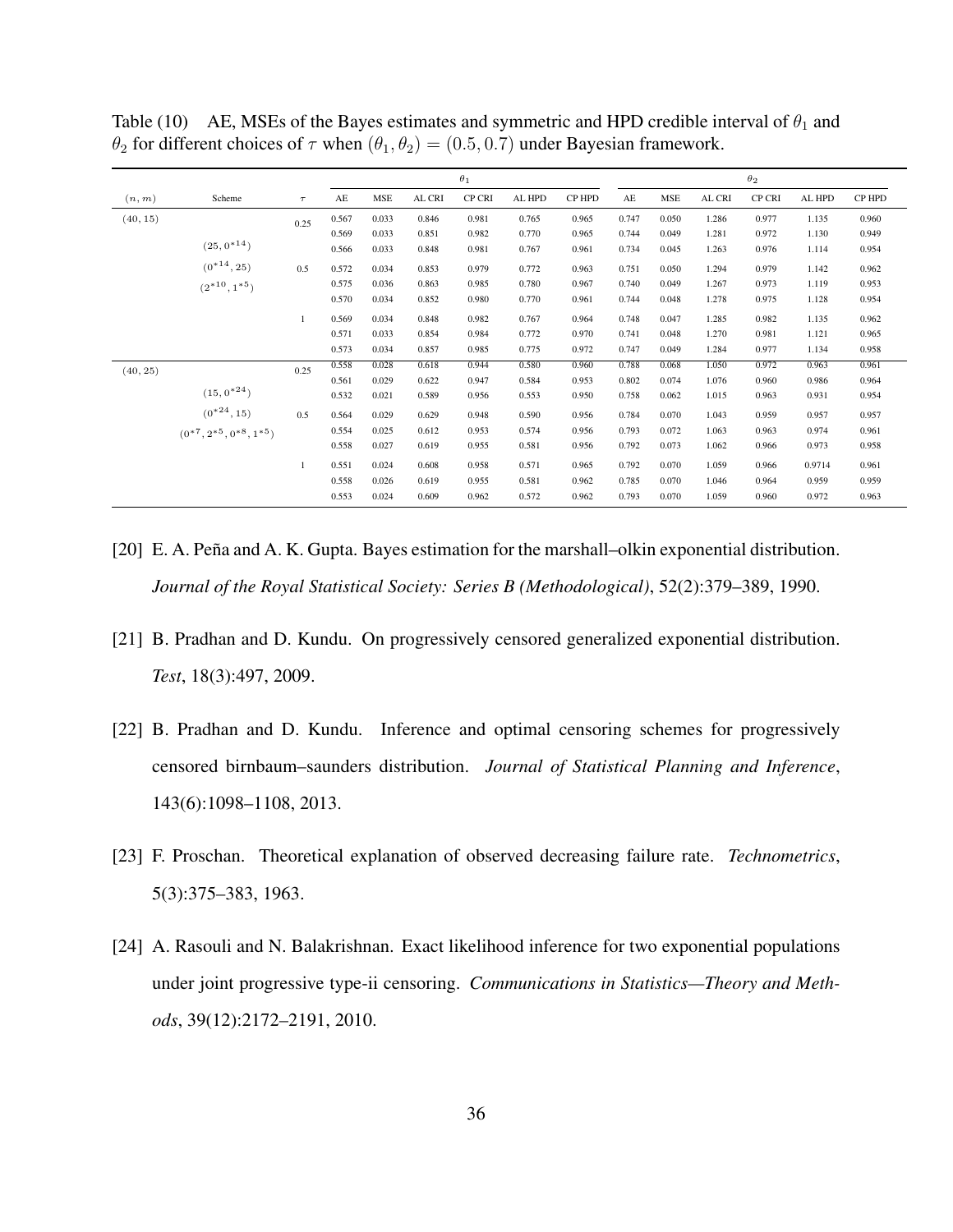Table (10) AE, MSEs of the Bayes estimates and symmetric and HPD credible interval of $\theta_1$ and $\theta_2$ for different choices of $\tau$ when $(\theta_1, \theta_2) = (0.5, 0.7)$ under Bayesian framework.

| | | | $\theta_1$ | | | | | | $\theta_2$ | | | | | |
|---|---|---|---|---|---|---|---|---|---|---|---|---|---|---|
| $(n, m)$ | Scheme | $\tau$ | AE | MSE | AL CRI | CP CRI | AL HPD | CP HPD | AE | MSE | AL CRI | CP CRI | AL HPD | CP HPD |
| $(40, 15)$ | | 0.25 | 0.567 | 0.033 | 0.846 | 0.981 | 0.765 | 0.965 | 0.747 | 0.050 | 1.286 | 0.977 | 1.135 | 0.960 |
| | | | 0.569 | 0.033 | 0.851 | 0.982 | 0.770 | 0.965 | 0.744 | 0.049 | 1.281 | 0.972 | 1.130 | 0.949 |
| | $(25, 0^{*14})$ | | 0.566 | 0.033 | 0.848 | 0.981 | 0.767 | 0.961 | 0.734 | 0.045 | 1.263 | 0.976 | 1.114 | 0.954 |
| | $(0^{*14}, 25)$ | 0.5 | 0.572 | 0.034 | 0.853 | 0.979 | 0.772 | 0.963 | 0.751 | 0.050 | 1.294 | 0.979 | 1.142 | 0.962 |
| | $(2^{*10}, 1^{*5})$ | | 0.575 | 0.036 | 0.863 | 0.985 | 0.780 | 0.967 | 0.740 | 0.049 | 1.267 | 0.973 | 1.119 | 0.953 |
| | | | 0.570 | 0.034 | 0.852 | 0.980 | 0.770 | 0.961 | 0.744 | 0.048 | 1.278 | 0.975 | 1.128 | 0.954 |
| | | 1 | 0.569 | 0.034 | 0.848 | 0.982 | 0.767 | 0.964 | 0.748 | 0.047 | 1.285 | 0.982 | 1.135 | 0.962 |
| | | | 0.571 | 0.033 | 0.854 | 0.984 | 0.772 | 0.970 | 0.741 | 0.048 | 1.270 | 0.981 | 1.121 | 0.965 |
| | | | 0.573 | 0.034 | 0.857 | 0.985 | 0.775 | 0.972 | 0.747 | 0.049 | 1.284 | 0.977 | 1.134 | 0.958 |
| $(40, 25)$ | | 0.25 | 0.558 | 0.028 | 0.618 | 0.944 | 0.580 | 0.960 | 0.788 | 0.068 | 1.050 | 0.972 | 0.963 | 0.961 |
| | | | 0.561 | 0.029 | 0.622 | 0.947 | 0.584 | 0.953 | 0.802 | 0.074 | 1.076 | 0.960 | 0.986 | 0.964 |
| | $(15, 0^{*24})$ | | 0.532 | 0.021 | 0.589 | 0.956 | 0.553 | 0.950 | 0.758 | 0.062 | 1.015 | 0.963 | 0.931 | 0.954 |
| | $(0^{*24}, 15)$ | 0.5 | 0.564 | 0.029 | 0.629 | 0.948 | 0.590 | 0.956 | 0.784 | 0.070 | 1.043 | 0.959 | 0.957 | 0.957 |
| | $(0^{*7}, 2^{*5}, 0^{*8}, 1^{*5})$ | | 0.554 | 0.025 | 0.612 | 0.953 | 0.574 | 0.956 | 0.793 | 0.072 | 1.063 | 0.963 | 0.974 | 0.961 |
| | | | 0.558 | 0.027 | 0.619 | 0.955 | 0.581 | 0.956 | 0.792 | 0.073 | 1.062 | 0.966 | 0.973 | 0.958 |
| | | 1 | 0.551 | 0.024 | 0.608 | 0.958 | 0.571 | 0.965 | 0.792 | 0.070 | 1.059 | 0.966 | 0.9714 | 0.961 |
| | | | 0.558 | 0.026 | 0.619 | 0.955 | 0.581 | 0.962 | 0.785 | 0.070 | 1.046 | 0.964 | 0.959 | 0.959 |
| | | | 0.553 | 0.024 | 0.609 | 0.962 | 0.572 | 0.962 | 0.793 | 0.070 | 1.059 | 0.960 | 0.972 | 0.963 |

[20] E. A. Peña and A. K. Gupta. Bayes estimation for the marshall–olkin exponential distribution. *Journal of the Royal Statistical Society: Series B (Methodological)*, 52(2):379–389, 1990.

[21] B. Pradhan and D. Kundu. On progressively censored generalized exponential distribution. *Test*, 18(3):497, 2009.

[22] B. Pradhan and D. Kundu. Inference and optimal censoring schemes for progressively censored birnbaum–saunders distribution. *Journal of Statistical Planning and Inference*, 143(6):1098–1108, 2013.

[23] F. Proschan. Theoretical explanation of observed decreasing failure rate. *Technometrics*, 5(3):375–383, 1963.

[24] A. Rasouli and N. Balakrishnan. Exact likelihood inference for two exponential populations under joint progressive type-ii censoring. *Communications in Statistics—Theory and Methods*, 39(12):2172–2191, 2010.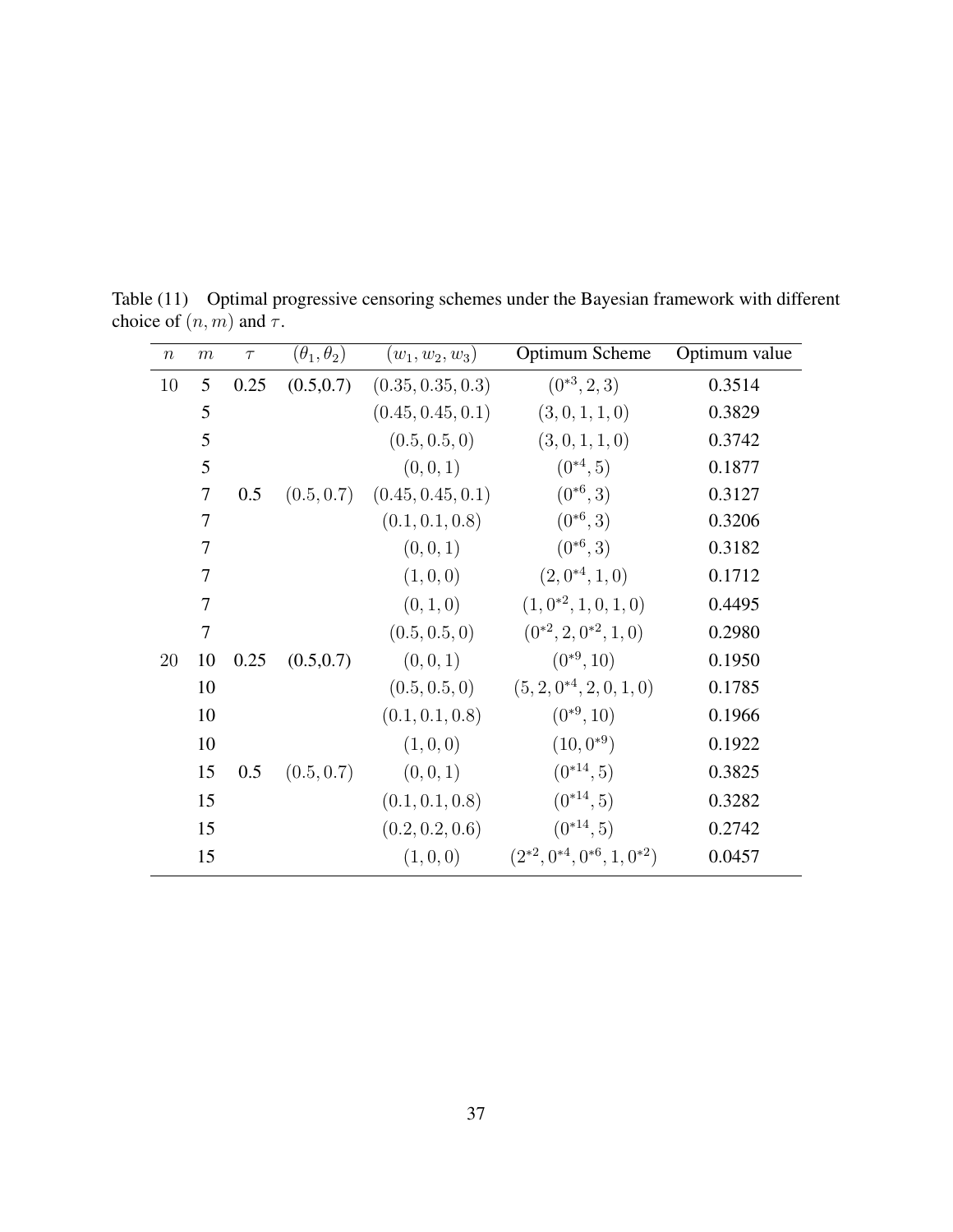Table (11) Optimal progressive censoring schemes under the Bayesian framework with different choice of $(n, m)$ and $\tau$.

| $n$ | $m$ | $\tau$ | $(\theta_1, \theta_2)$ | $(w_1, w_2, w_3)$ | Optimum Scheme | Optimum value |
|---|---|---|---|---|---|---|
| 10 | 5 | 0.25 | (0.5,0.7) | $(0.35, 0.35, 0.3)$ | $(0^{*3}, 2, 3)$ | 0.3514 |
| | 5 | | | $(0.45, 0.45, 0.1)$ | $(3, 0, 1, 1, 0)$ | 0.3829 |
| | 5 | | | $(0.5, 0.5, 0)$ | $(3, 0, 1, 1, 0)$ | 0.3742 |
| | 5 | | | $(0, 0, 1)$ | $(0^{*4}, 5)$ | 0.1877 |
| | 7 | 0.5 | $(0.5, 0.7)$ | $(0.45, 0.45, 0.1)$ | $(0^{*6}, 3)$ | 0.3127 |
| | 7 | | | $(0.1, 0.1, 0.8)$ | $(0^{*6}, 3)$ | 0.3206 |
| | 7 | | | $(0, 0, 1)$ | $(0^{*6}, 3)$ | 0.3182 |
| | 7 | | | $(1, 0, 0)$ | $(2, 0^{*4}, 1, 0)$ | 0.1712 |
| | 7 | | | $(0, 1, 0)$ | $(1, 0^{*2}, 1, 0, 1, 0)$ | 0.4495 |
| | 7 | | | $(0.5, 0.5, 0)$ | $(0^{*2}, 2, 0^{*2}, 1, 0)$ | 0.2980 |
| 20 | 10 | 0.25 | (0.5,0.7) | $(0, 0, 1)$ | $(0^{*9}, 10)$ | 0.1950 |
| | 10 | | | $(0.5, 0.5, 0)$ | $(5, 2, 0^{*4}, 2, 0, 1, 0)$ | 0.1785 |
| | 10 | | | $(0.1, 0.1, 0.8)$ | $(0^{*9}, 10)$ | 0.1966 |
| | 10 | | | $(1, 0, 0)$ | $(10, 0^{*9})$ | 0.1922 |
| | 15 | 0.5 | $(0.5, 0.7)$ | $(0, 0, 1)$ | $(0^{*14}, 5)$ | 0.3825 |
| | 15 | | | $(0.1, 0.1, 0.8)$ | $(0^{*14}, 5)$ | 0.3282 |
| | 15 | | | $(0.2, 0.2, 0.6)$ | $(0^{*14}, 5)$ | 0.2742 |
| | 15 | | | $(1, 0, 0)$ | $(2^{*2}, 0^{*4}, 0^{*6}, 1, 0^{*2})$ | 0.0457 |